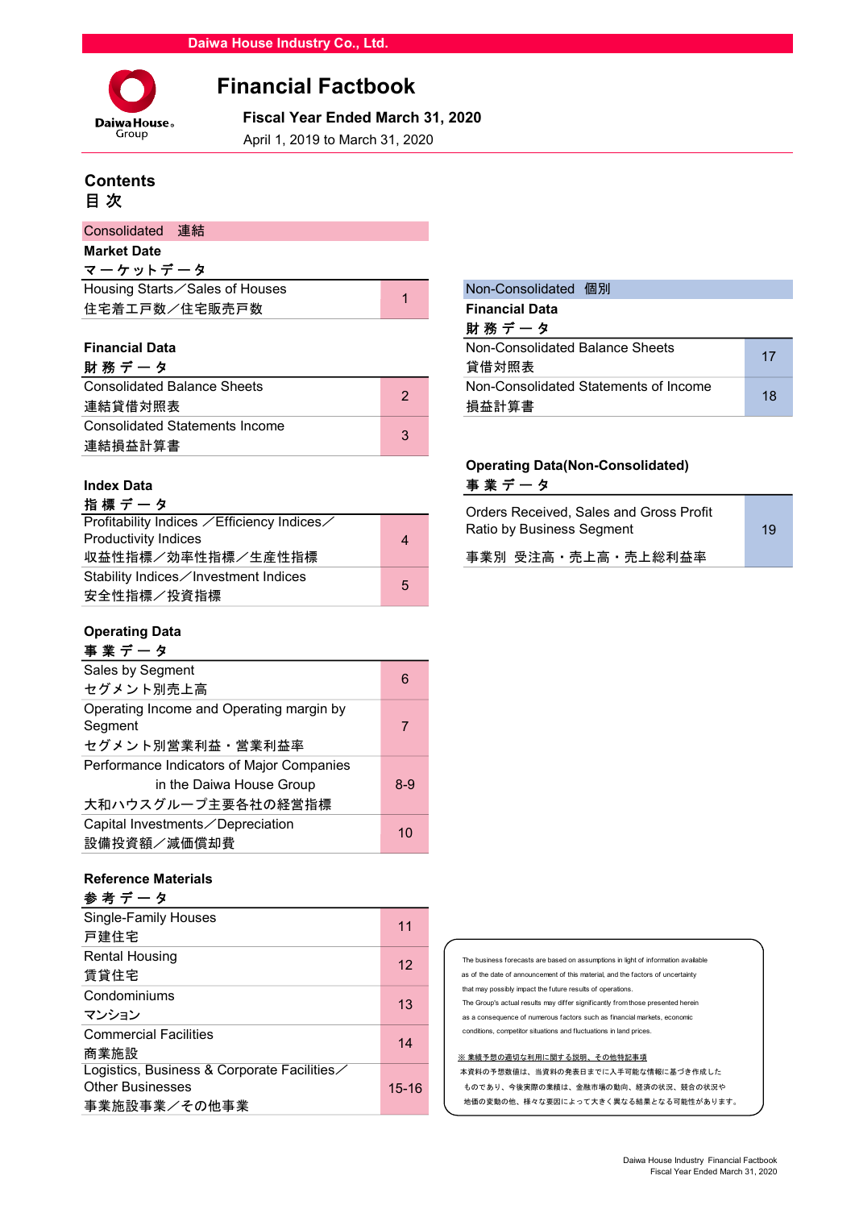Daiwa House Industry Co., Ltd.

Daiwa House Group

# Financial Factbook

**Fiscal Year Ended March 31, 2020**

April 1, 2019 to March 31, 2020

## Contents
## 目 次

### Consolidated 連結

**Market Date**
**マーケットデータ**

| Item | Page |
|---|---|
| Housing Starts／Sales of Houses<br>住宅着工戸数／住宅販売戸数 | 1 |

**Financial Data**
**財 務 デ ー タ**

| Item | Page |
|---|---|
| Consolidated Balance Sheets<br>連結貸借対照表 | 2 |
| Consolidated Statements Income<br>連結損益計算書 | 3 |

**Index Data**
**指 標 デ ー タ**

| Item | Page |
|---|---|
| Profitability Indices ／Efficiency Indices／Productivity Indices<br>収益性指標／効率性指標／生産性指標 | 4 |
| Stability Indices／Investment Indices<br>安全性指標／投資指標 | 5 |

**Operating Data**
**事 業 デ ー タ**

| Item | Page |
|---|---|
| Sales by Segment<br>セグメント別売上高 | 6 |
| Operating Income and Operating margin by Segment<br>セグメント別営業利益・営業利益率 | 7 |
| Performance Indicators of Major Companies in the Daiwa House Group<br>大和ハウスグループ主要各社の経営指標 | 8-9 |
| Capital Investments／Depreciation<br>設備投資額／減価償却費 | 10 |

**Reference Materials**
**参 考 デ ー タ**

| Item | Page |
|---|---|
| Single-Family Houses<br>戸建住宅 | 11 |
| Rental Housing<br>賃貸住宅 | 12 |
| Condominiums<br>マンション | 13 |
| Commercial Facilities<br>商業施設 | 14 |
| Logistics, Business & Corporate Facilities／Other Businesses<br>事業施設事業／その他事業 | 15-16 |

### Non-Consolidated 個別

**Financial Data**
**財 務 デ ー タ**

| Item | Page |
|---|---|
| Non-Consolidated Balance Sheets<br>貸借対照表 | 17 |
| Non-Consolidated Statements of Income<br>損益計算書 | 18 |

**Operating Data(Non-Consolidated)**
**事 業 デ ー タ**

| Item | Page |
|---|---|
| Orders Received, Sales and Gross Profit Ratio by Business Segment<br>事業別 受注高・売上高・売上総利益率 | 19 |

The business forecasts are based on assumptions in light of information available as of the date of announcement of this material, and the factors of uncertainty that may possibly impact the future results of operations.
The Group's actual results may differ significantly from those presented herein as a consequence of numerous factors such as financial markets, economic conditions, competitor situations and fluctuations in land prices.

※ 業績予想の適切な利用に関する説明、その他特記事項
本資料の予想数値は、当資料の発表日までに入手可能な情報に基づき作成したものであり、今後実際の業績は、金融市場の動向、経済の状況、競合の状況や地価の変動の他、様々な要因によって大きく異なる結果となる可能性があります。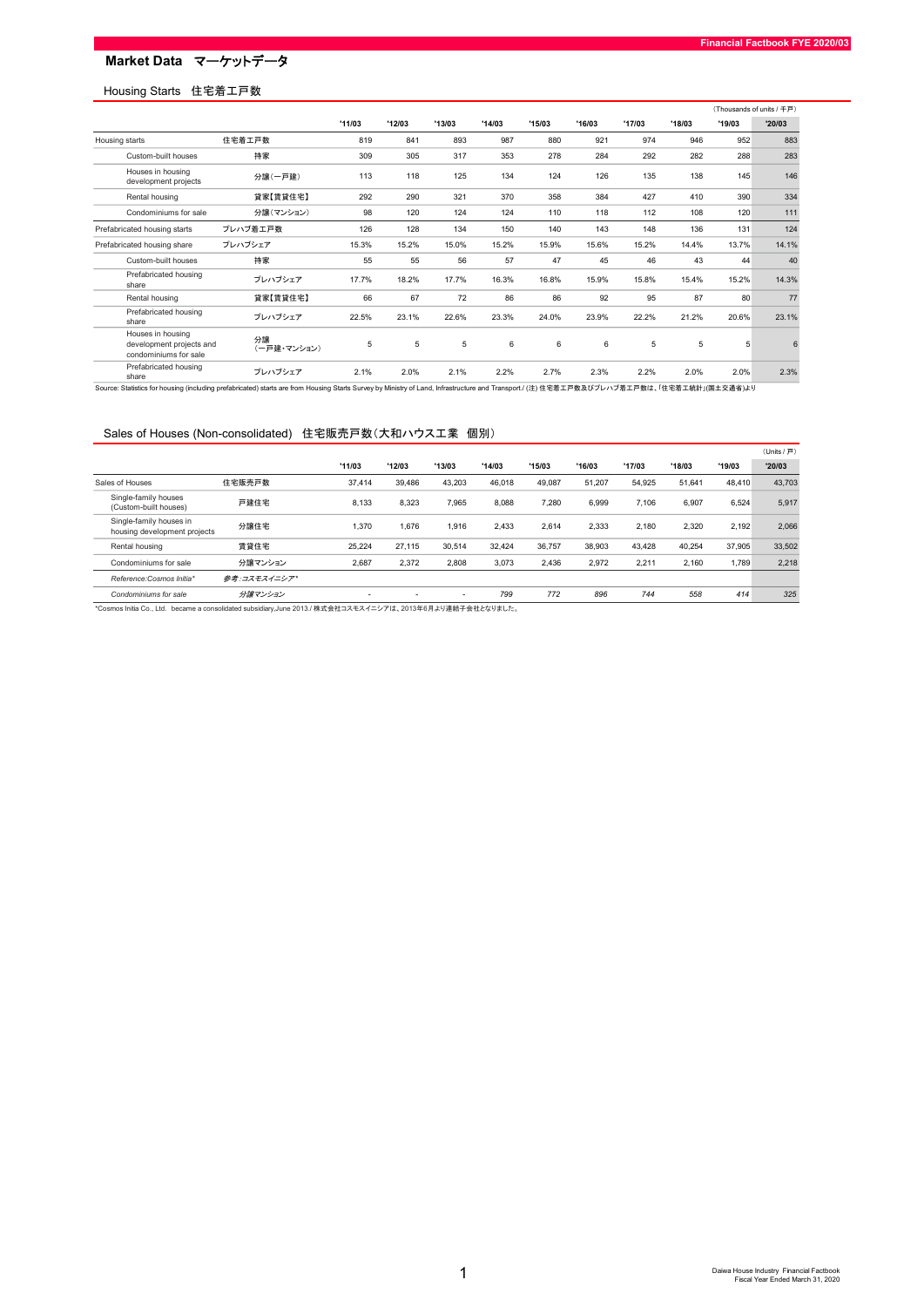## Market Data　マーケットデータ

### Housing Starts　住宅着工戸数

（Thousands of units / 千戸）

| | | '11/03 | '12/03 | '13/03 | '14/03 | '15/03 | '16/03 | '17/03 | '18/03 | '19/03 | '20/03 |
|---|---|---|---|---|---|---|---|---|---|---|---|
| Housing starts | 住宅着工戸数 | 819 | 841 | 893 | 987 | 880 | 921 | 974 | 946 | 952 | 883 |
| Custom-built houses | 持家 | 309 | 305 | 317 | 353 | 278 | 284 | 292 | 282 | 288 | 283 |
| Houses in housing development projects | 分譲（一戸建） | 113 | 118 | 125 | 134 | 124 | 126 | 135 | 138 | 145 | 146 |
| Rental housing | 貸家【賃貸住宅】 | 292 | 290 | 321 | 370 | 358 | 384 | 427 | 410 | 390 | 334 |
| Condominiums for sale | 分譲（マンション） | 98 | 120 | 124 | 124 | 110 | 118 | 112 | 108 | 120 | 111 |
| Prefabricated housing starts | プレハブ着工戸数 | 126 | 128 | 134 | 150 | 140 | 143 | 148 | 136 | 131 | 124 |
| Prefabricated housing share | プレハブシェア | 15.3% | 15.2% | 15.0% | 15.2% | 15.9% | 15.6% | 15.2% | 14.4% | 13.7% | 14.1% |
| Custom-built houses | 持家 | 55 | 55 | 56 | 57 | 47 | 45 | 46 | 43 | 44 | 40 |
| Prefabricated housing share | プレハブシェア | 17.7% | 18.2% | 17.7% | 16.3% | 16.8% | 15.9% | 15.8% | 15.4% | 15.2% | 14.3% |
| Rental housing | 貸家【賃貸住宅】 | 66 | 67 | 72 | 86 | 86 | 92 | 95 | 87 | 80 | 77 |
| Prefabricated housing share | プレハブシェア | 22.5% | 23.1% | 22.6% | 23.3% | 24.0% | 23.9% | 22.2% | 21.2% | 20.6% | 23.1% |
| Houses in housing development projects and condominiums for sale | 分譲（一戸建・マンション） | 5 | 5 | 5 | 6 | 6 | 6 | 5 | 5 | 5 | 6 |
| Prefabricated housing share | プレハブシェア | 2.1% | 2.0% | 2.1% | 2.2% | 2.7% | 2.3% | 2.2% | 2.0% | 2.0% | 2.3% |

Source: Statistics for housing (including prefabricated) starts are from Housing Starts Survey by Ministry of Land, Infrastructure and Transport./ (注) 住宅着工戸数及びプレハブ着工戸数は、「住宅着工統計」(国土交通省)より

### Sales of Houses (Non-consolidated)　住宅販売戸数（大和ハウス工業　個別）

（Units / 戸）

| | | '11/03 | '12/03 | '13/03 | '14/03 | '15/03 | '16/03 | '17/03 | '18/03 | '19/03 | '20/03 |
|---|---|---|---|---|---|---|---|---|---|---|---|
| Sales of Houses | 住宅販売戸数 | 37,414 | 39,486 | 43,203 | 46,018 | 49,087 | 51,207 | 54,925 | 51,641 | 48,410 | 43,703 |
| Single-family houses (Custom-built houses) | 戸建住宅 | 8,133 | 8,323 | 7,965 | 8,088 | 7,280 | 6,999 | 7,106 | 6,907 | 6,524 | 5,917 |
| Single-family houses in housing development projects | 分譲住宅 | 1,370 | 1,676 | 1,916 | 2,433 | 2,614 | 2,333 | 2,180 | 2,320 | 2,192 | 2,066 |
| Rental housing | 賃貸住宅 | 25,224 | 27,115 | 30,514 | 32,424 | 36,757 | 38,903 | 43,428 | 40,254 | 37,905 | 33,502 |
| Condominiums for sale | 分譲マンション | 2,687 | 2,372 | 2,808 | 3,073 | 2,436 | 2,972 | 2,211 | 2,160 | 1,789 | 2,218 |
| *Reference:Cosmos Initia** | *参考：コスモスイニシア** | | | | | | | | | | |
| *Condominiums for sale* | *分譲マンション* | - | - | - | *799* | *772* | *896* | *744* | *558* | *414* | *325* |

*Cosmos Initia Co., Ltd. became a consolidated subsidiary,June 2013./ 株式会社コスモスイニシアは、2013年6月より連結子会社となりました。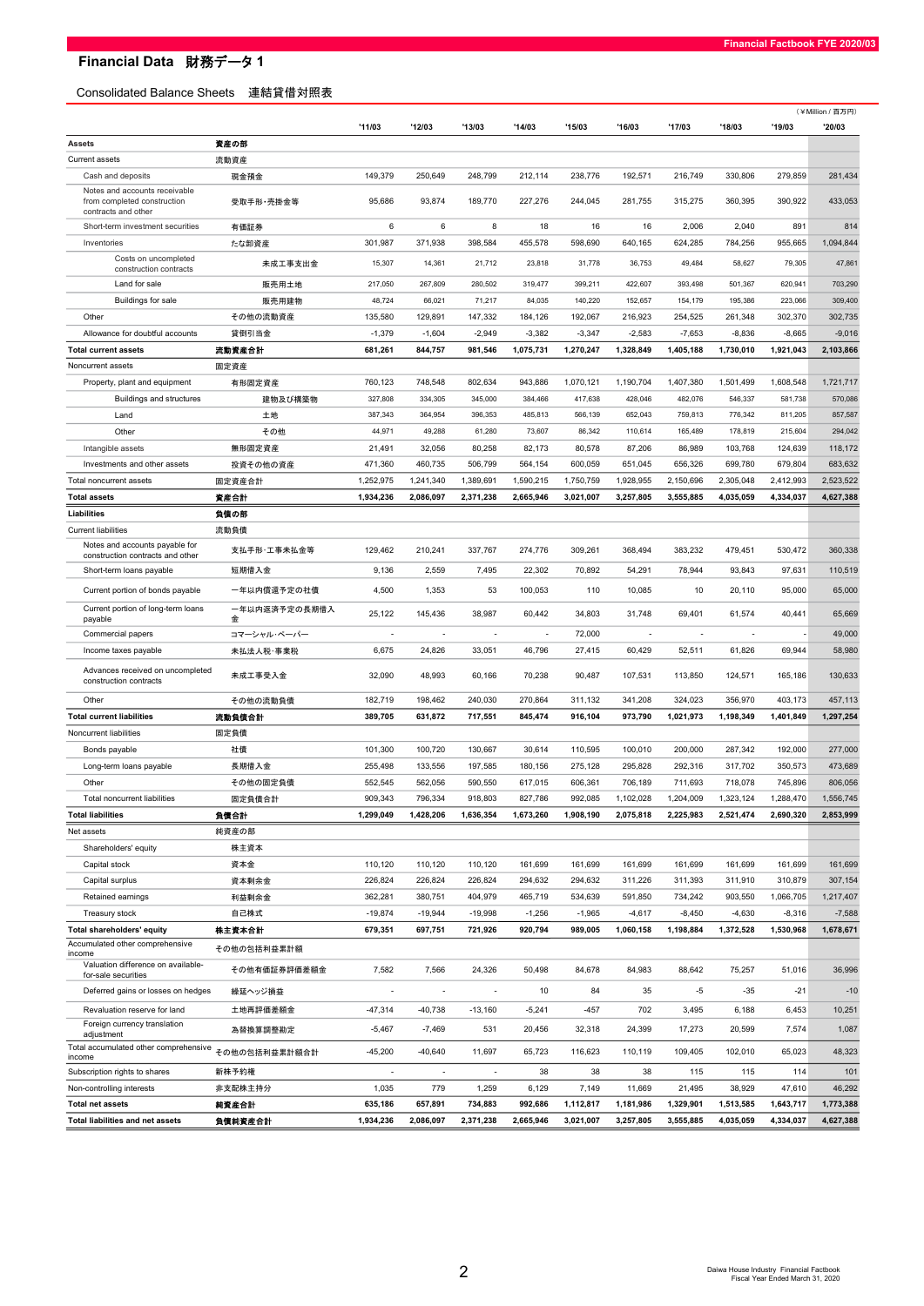# Financial Data 財務データ 1

## Consolidated Balance Sheets 連結貸借対照表

（¥Million / 百万円）

| | | '11/03 | '12/03 | '13/03 | '14/03 | '15/03 | '16/03 | '17/03 | '18/03 | '19/03 | '20/03 |
|---|---|---|---|---|---|---|---|---|---|---|---|
| **Assets** | **資産の部** | | | | | | | | | | |
| Current assets | 流動資産 | | | | | | | | | | |
| Cash and deposits | 現金預金 | 149,379 | 250,649 | 248,799 | 212,114 | 238,776 | 192,571 | 216,749 | 330,806 | 279,859 | 281,434 |
| Notes and accounts receivable from completed construction contracts and other | 受取手形・売掛金等 | 95,686 | 93,874 | 189,770 | 227,276 | 244,045 | 281,755 | 315,275 | 360,395 | 390,922 | 433,053 |
| Short-term investment securities | 有価証券 | 6 | 6 | 8 | 18 | 16 | 16 | 2,006 | 2,040 | 891 | 814 |
| Inventories | たな卸資産 | 301,987 | 371,938 | 398,584 | 455,578 | 598,690 | 640,165 | 624,285 | 784,256 | 955,665 | 1,094,844 |
| Costs on uncompleted construction contracts | 未成工事支出金 | 15,307 | 14,361 | 21,712 | 23,818 | 31,778 | 36,753 | 49,484 | 58,627 | 79,305 | 47,861 |
| Land for sale | 販売用土地 | 217,050 | 267,809 | 280,502 | 319,477 | 399,211 | 422,607 | 393,498 | 501,367 | 620,941 | 703,290 |
| Buildings for sale | 販売用建物 | 48,724 | 66,021 | 71,217 | 84,035 | 140,220 | 152,657 | 154,179 | 195,386 | 223,066 | 309,400 |
| Other | その他の流動資産 | 135,580 | 129,891 | 147,332 | 184,126 | 192,067 | 216,923 | 254,525 | 261,348 | 302,370 | 302,735 |
| Allowance for doubtful accounts | 貸倒引当金 | -1,379 | -1,604 | -2,949 | -3,382 | -3,347 | -2,583 | -7,653 | -8,836 | -8,665 | -9,016 |
| **Total current assets** | **流動資産合計** | **681,261** | **844,757** | **981,546** | **1,075,731** | **1,270,247** | **1,328,849** | **1,405,188** | **1,730,010** | **1,921,043** | **2,103,866** |
| Noncurrent assets | 固定資産 | | | | | | | | | | |
| Property, plant and equipment | 有形固定資産 | 760,123 | 748,548 | 802,634 | 943,886 | 1,070,121 | 1,190,704 | 1,407,380 | 1,501,499 | 1,608,548 | 1,721,717 |
| Buildings and structures | 建物及び構築物 | 327,808 | 334,305 | 345,000 | 384,466 | 417,638 | 428,046 | 482,076 | 546,337 | 581,738 | 570,086 |
| Land | 土地 | 387,343 | 364,954 | 396,353 | 485,813 | 566,139 | 652,043 | 759,813 | 776,342 | 811,205 | 857,587 |
| Other | その他 | 44,971 | 49,288 | 61,280 | 73,607 | 86,342 | 110,614 | 165,489 | 178,819 | 215,604 | 294,042 |
| Intangible assets | 無形固定資産 | 21,491 | 32,056 | 80,258 | 82,173 | 80,578 | 87,206 | 86,989 | 103,768 | 124,639 | 118,172 |
| Investments and other assets | 投資その他の資産 | 471,360 | 460,735 | 506,799 | 564,154 | 600,059 | 651,045 | 656,326 | 699,780 | 679,804 | 683,632 |
| Total noncurrent assets | 固定資産合計 | 1,252,975 | 1,241,340 | 1,389,691 | 1,590,215 | 1,750,759 | 1,928,955 | 2,150,696 | 2,305,048 | 2,412,993 | 2,523,522 |
| **Total assets** | **資産合計** | **1,934,236** | **2,086,097** | **2,371,238** | **2,665,946** | **3,021,007** | **3,257,805** | **3,555,885** | **4,035,059** | **4,334,037** | **4,627,388** |
| **Liabilities** | **負債の部** | | | | | | | | | | |
| Current liabilities | 流動負債 | | | | | | | | | | |
| Notes and accounts payable for construction contracts and other | 支払手形・工事未払金等 | 129,462 | 210,241 | 337,767 | 274,776 | 309,261 | 368,494 | 383,232 | 479,451 | 530,472 | 360,338 |
| Short-term loans payable | 短期借入金 | 9,136 | 2,559 | 7,495 | 22,302 | 70,892 | 54,291 | 78,944 | 93,843 | 97,631 | 110,519 |
| Current portion of bonds payable | 一年以内償還予定の社債 | 4,500 | 1,353 | 53 | 100,053 | 110 | 10,085 | 10 | 20,110 | 95,000 | 65,000 |
| Current portion of long-term loans payable | 一年以内返済予定の長期借入金 | 25,122 | 145,436 | 38,987 | 60,442 | 34,803 | 31,748 | 69,401 | 61,574 | 40,441 | 65,669 |
| Commercial papers | コマーシャル・ペーパー | - | - | - | - | 72,000 | - | - | - | - | 49,000 |
| Income taxes payable | 未払法人税・事業税 | 6,675 | 24,826 | 33,051 | 46,796 | 27,415 | 60,429 | 52,511 | 61,826 | 69,944 | 58,980 |
| Advances received on uncompleted construction contracts | 未成工事受入金 | 32,090 | 48,993 | 60,166 | 70,238 | 90,487 | 107,531 | 113,850 | 124,571 | 165,186 | 130,633 |
| Other | その他の流動負債 | 182,719 | 198,462 | 240,030 | 270,864 | 311,132 | 341,208 | 324,023 | 356,970 | 403,173 | 457,113 |
| **Total current liabilities** | **流動負債合計** | **389,705** | **631,872** | **717,551** | **845,474** | **916,104** | **973,790** | **1,021,973** | **1,198,349** | **1,401,849** | **1,297,254** |
| Noncurrent liabilities | 固定負債 | | | | | | | | | | |
| Bonds payable | 社債 | 101,300 | 100,720 | 130,667 | 30,614 | 110,595 | 100,010 | 200,000 | 287,342 | 192,000 | 277,000 |
| Long-term loans payable | 長期借入金 | 255,498 | 133,556 | 197,585 | 180,156 | 275,128 | 295,828 | 292,316 | 317,702 | 350,573 | 473,689 |
| Other | その他の固定負債 | 552,545 | 562,056 | 590,550 | 617,015 | 606,361 | 706,189 | 711,693 | 718,078 | 745,896 | 806,056 |
| Total noncurrent liabilities | 固定負債合計 | 909,343 | 796,334 | 918,803 | 827,786 | 992,085 | 1,102,028 | 1,204,009 | 1,323,124 | 1,288,470 | 1,556,745 |
| **Total liabilities** | **負債合計** | **1,299,049** | **1,428,206** | **1,636,354** | **1,673,260** | **1,908,190** | **2,075,818** | **2,225,983** | **2,521,474** | **2,690,320** | **2,853,999** |
| Net assets | 純資産の部 | | | | | | | | | | |
| Shareholders' equity | 株主資本 | | | | | | | | | | |
| Capital stock | 資本金 | 110,120 | 110,120 | 110,120 | 161,699 | 161,699 | 161,699 | 161,699 | 161,699 | 161,699 | 161,699 |
| Capital surplus | 資本剰余金 | 226,824 | 226,824 | 226,824 | 294,632 | 294,632 | 311,226 | 311,393 | 311,910 | 310,879 | 307,154 |
| Retained earnings | 利益剰余金 | 362,281 | 380,751 | 404,979 | 465,719 | 534,639 | 591,850 | 734,242 | 903,550 | 1,066,705 | 1,217,407 |
| Treasury stock | 自己株式 | -19,874 | -19,944 | -19,998 | -1,256 | -1,965 | -4,617 | -8,450 | -4,630 | -8,316 | -7,588 |
| **Total shareholders' equity** | **株主資本合計** | **679,351** | **697,751** | **721,926** | **920,794** | **989,005** | **1,060,158** | **1,198,884** | **1,372,528** | **1,530,968** | **1,678,671** |
| Accumulated other comprehensive income | その他の包括利益累計額 | | | | | | | | | | |
| Valuation difference on available-for-sale securities | その他有価証券評価差額金 | 7,582 | 7,566 | 24,326 | 50,498 | 84,678 | 84,983 | 88,642 | 75,257 | 51,016 | 36,996 |
| Deferred gains or losses on hedges | 繰延ヘッジ損益 | - | - | - | 10 | 84 | 35 | -5 | -35 | -21 | -10 |
| Revaluation reserve for land | 土地再評価差額金 | -47,314 | -40,738 | -13,160 | -5,241 | -457 | 702 | 3,495 | 6,188 | 6,453 | 10,251 |
| Foreign currency translation adjustment | 為替換算調整勘定 | -5,467 | -7,469 | 531 | 20,456 | 32,318 | 24,399 | 17,273 | 20,599 | 7,574 | 1,087 |
| Total accumulated other comprehensive income | その他の包括利益累計額合計 | -45,200 | -40,640 | 11,697 | 65,723 | 116,623 | 110,119 | 109,405 | 102,010 | 65,023 | 48,323 |
| Subscription rights to shares | 新株予約権 | - | - | - | 38 | 38 | 38 | 115 | 115 | 114 | 101 |
| Non-controlling interests | 非支配株主持分 | 1,035 | 779 | 1,259 | 6,129 | 7,149 | 11,669 | 21,495 | 38,929 | 47,610 | 46,292 |
| **Total net assets** | **純資産合計** | **635,186** | **657,891** | **734,883** | **992,686** | **1,112,817** | **1,181,986** | **1,329,901** | **1,513,585** | **1,643,717** | **1,773,388** |
| **Total liabilities and net assets** | **負債純資産合計** | **1,934,236** | **2,086,097** | **2,371,238** | **2,665,946** | **3,021,007** | **3,257,805** | **3,555,885** | **4,035,059** | **4,334,037** | **4,627,388** |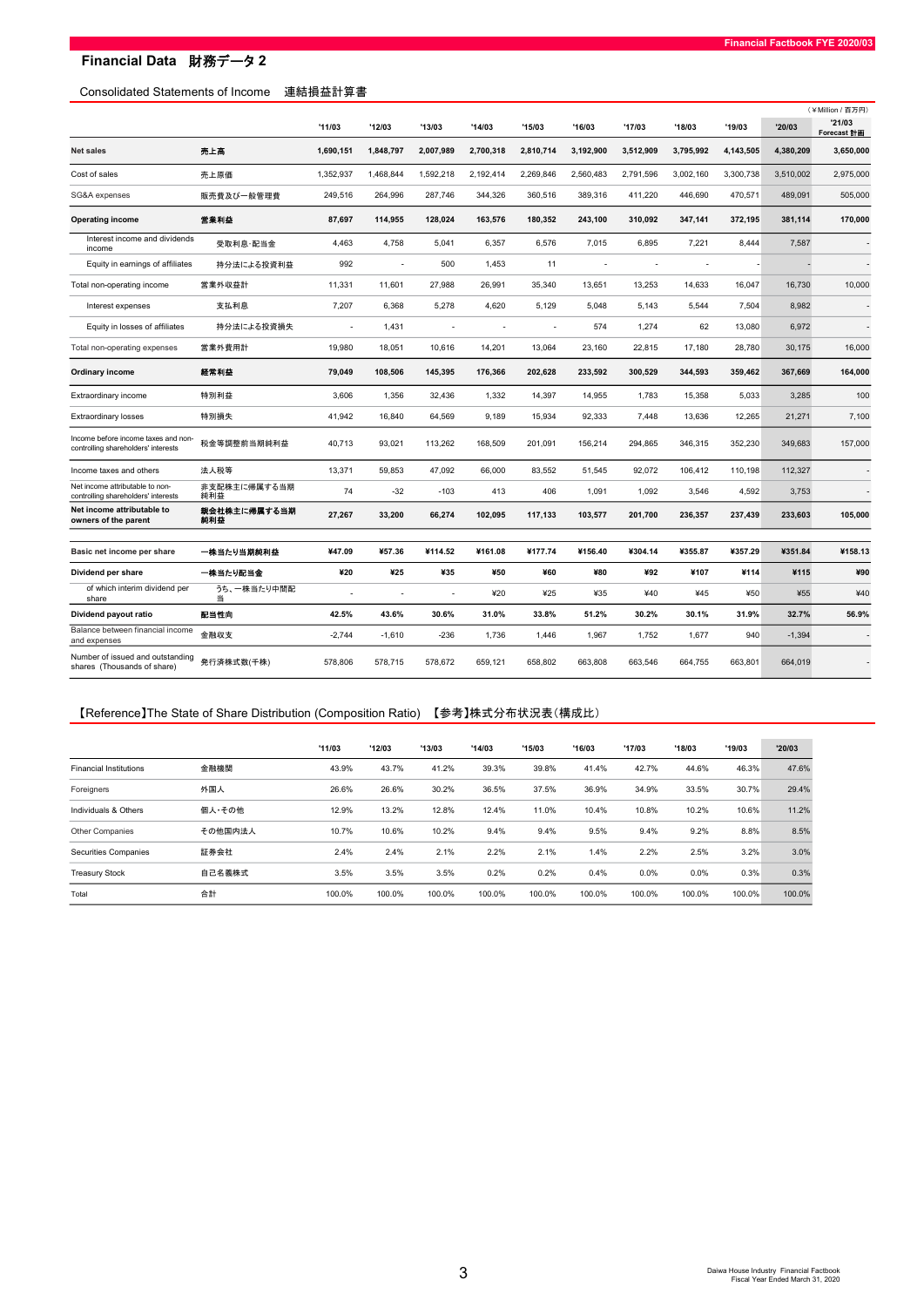## Financial Data 財務データ 2

### Consolidated Statements of Income 連結損益計算書

(￥Million / 百万円)

| | | '11/03 | '12/03 | '13/03 | '14/03 | '15/03 | '16/03 | '17/03 | '18/03 | '19/03 | '20/03 | '21/03 Forecast 計画 |
|---|---|---|---|---|---|---|---|---|---|---|---|---|
| **Net sales** | **売上高** | **1,690,151** | **1,848,797** | **2,007,989** | **2,700,318** | **2,810,714** | **3,192,900** | **3,512,909** | **3,795,992** | **4,143,505** | **4,380,209** | **3,650,000** |
| Cost of sales | 売上原価 | 1,352,937 | 1,468,844 | 1,592,218 | 2,192,414 | 2,269,846 | 2,560,483 | 2,791,596 | 3,002,160 | 3,300,738 | 3,510,002 | 2,975,000 |
| SG&A expenses | 販売費及び一般管理費 | 249,516 | 264,996 | 287,746 | 344,326 | 360,516 | 389,316 | 411,220 | 446,690 | 470,571 | 489,091 | 505,000 |
| **Operating income** | **営業利益** | **87,697** | **114,955** | **128,024** | **163,576** | **180,352** | **243,100** | **310,092** | **347,141** | **372,195** | **381,114** | **170,000** |
| Interest income and dividends income | 受取利息・配当金 | 4,463 | 4,758 | 5,041 | 6,357 | 6,576 | 7,015 | 6,895 | 7,221 | 8,444 | 7,587 | - |
| Equity in earnings of affiliates | 持分法による投資利益 | 992 | - | 500 | 1,453 | 11 | - | - | - | - | - | - |
| Total non-operating income | 営業外収益計 | 11,331 | 11,601 | 27,988 | 26,991 | 35,340 | 13,651 | 13,253 | 14,633 | 16,047 | 16,730 | 10,000 |
| Interest expenses | 支払利息 | 7,207 | 6,368 | 5,278 | 4,620 | 5,129 | 5,048 | 5,143 | 5,544 | 7,504 | 8,982 | - |
| Equity in losses of affiliates | 持分法による投資損失 | - | 1,431 | - | - | - | 574 | 1,274 | 62 | 13,080 | 6,972 | - |
| Total non-operating expenses | 営業外費用計 | 19,980 | 18,051 | 10,616 | 14,201 | 13,064 | 23,160 | 22,815 | 17,180 | 28,780 | 30,175 | 16,000 |
| **Ordinary income** | **経常利益** | **79,049** | **108,506** | **145,395** | **176,366** | **202,628** | **233,592** | **300,529** | **344,593** | **359,462** | **367,669** | **164,000** |
| Extraordinary income | 特別利益 | 3,606 | 1,356 | 32,436 | 1,332 | 14,397 | 14,955 | 1,783 | 15,358 | 5,033 | 3,285 | 100 |
| Extraordinary losses | 特別損失 | 41,942 | 16,840 | 64,569 | 9,189 | 15,934 | 92,333 | 7,448 | 13,636 | 12,265 | 21,271 | 7,100 |
| Income before income taxes and non-controlling shareholders' interests | 税金等調整前当期純利益 | 40,713 | 93,021 | 113,262 | 168,509 | 201,091 | 156,214 | 294,865 | 346,315 | 352,230 | 349,683 | 157,000 |
| Income taxes and others | 法人税等 | 13,371 | 59,853 | 47,092 | 66,000 | 83,552 | 51,545 | 92,072 | 106,412 | 110,198 | 112,327 | - |
| Net income attributable to non-controlling shareholders' interests | 非支配株主に帰属する当期純利益 | 74 | -32 | -103 | 413 | 406 | 1,091 | 1,092 | 3,546 | 4,592 | 3,753 | - |
| **Net income attributable to owners of the parent** | **親会社株主に帰属する当期純利益** | **27,267** | **33,200** | **66,274** | **102,095** | **117,133** | **103,577** | **201,700** | **236,357** | **237,439** | **233,603** | **105,000** |
| **Basic net income per share** | **一株当たり当期純利益** | **¥47.09** | **¥57.36** | **¥114.52** | **¥161.08** | **¥177.74** | **¥156.40** | **¥304.14** | **¥355.87** | **¥357.29** | **¥351.84** | **¥158.13** |
| **Dividend per share** | **一株当たり配当金** | **¥20** | **¥25** | **¥35** | **¥50** | **¥60** | **¥80** | **¥92** | **¥107** | **¥114** | **¥115** | **¥90** |
| of which interim dividend per share | うち、一株当たり中間配当 | - | - | - | ¥20 | ¥25 | ¥35 | ¥40 | ¥45 | ¥50 | ¥55 | ¥40 |
| **Dividend payout ratio** | **配当性向** | **42.5%** | **43.6%** | **30.6%** | **31.0%** | **33.8%** | **51.2%** | **30.2%** | **30.1%** | **31.9%** | **32.7%** | **56.9%** |
| Balance between financial income and expenses | 金融収支 | -2,744 | -1,610 | -236 | 1,736 | 1,446 | 1,967 | 1,752 | 1,677 | 940 | -1,394 | - |
| Number of issued and outstanding shares (Thousands of share) | 発行済株式数(千株) | 578,806 | 578,715 | 578,672 | 659,121 | 658,802 | 663,808 | 663,546 | 664,755 | 663,801 | 664,019 | - |

### 【Reference】The State of Share Distribution (Composition Ratio) 【参考】株式分布状況表(構成比)

| | | '11/03 | '12/03 | '13/03 | '14/03 | '15/03 | '16/03 | '17/03 | '18/03 | '19/03 | '20/03 |
|---|---|---|---|---|---|---|---|---|---|---|---|
| Financial Institutions | 金融機関 | 43.9% | 43.7% | 41.2% | 39.3% | 39.8% | 41.4% | 42.7% | 44.6% | 46.3% | 47.6% |
| Foreigners | 外国人 | 26.6% | 26.6% | 30.2% | 36.5% | 37.5% | 36.9% | 34.9% | 33.5% | 30.7% | 29.4% |
| Individuals & Others | 個人・その他 | 12.9% | 13.2% | 12.8% | 12.4% | 11.0% | 10.4% | 10.8% | 10.2% | 10.6% | 11.2% |
| Other Companies | その他国内法人 | 10.7% | 10.6% | 10.2% | 9.4% | 9.4% | 9.5% | 9.4% | 9.2% | 8.8% | 8.5% |
| Securities Companies | 証券会社 | 2.4% | 2.4% | 2.1% | 2.2% | 2.1% | 1.4% | 2.2% | 2.5% | 3.2% | 3.0% |
| Treasury Stock | 自己名義株式 | 3.5% | 3.5% | 3.5% | 0.2% | 0.2% | 0.4% | 0.0% | 0.0% | 0.3% | 0.3% |
| Total | 合計 | 100.0% | 100.0% | 100.0% | 100.0% | 100.0% | 100.0% | 100.0% | 100.0% | 100.0% | 100.0% |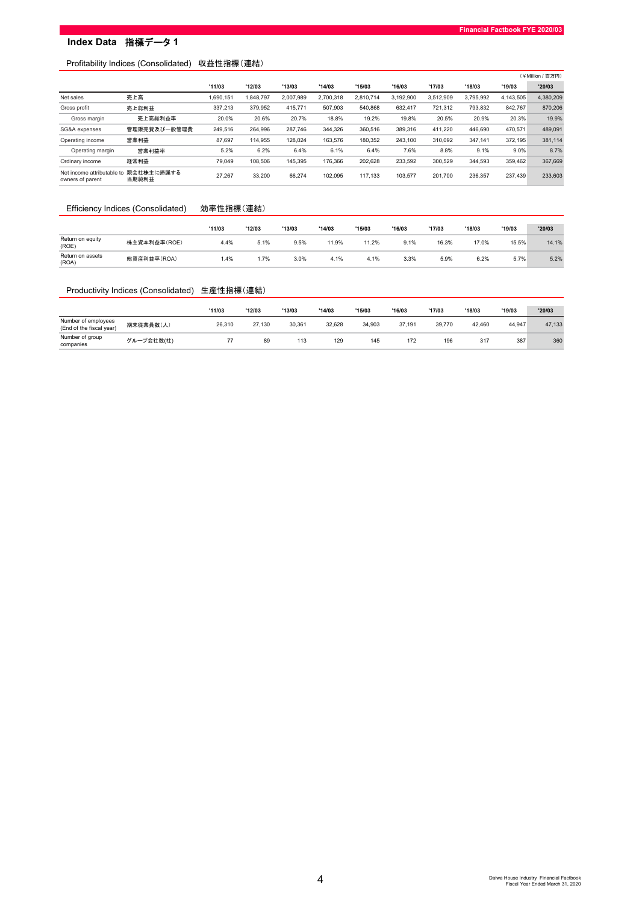# Index Data 指標データ 1

## Profitability Indices (Consolidated) 収益性指標(連結)

(￥Million / 百万円)

| | | '11/03 | '12/03 | '13/03 | '14/03 | '15/03 | '16/03 | '17/03 | '18/03 | '19/03 | '20/03 |
|---|---|---|---|---|---|---|---|---|---|---|---|
| Net sales | 売上高 | 1,690,151 | 1,848,797 | 2,007,989 | 2,700,318 | 2,810,714 | 3,192,900 | 3,512,909 | 3,795,992 | 4,143,505 | 4,380,209 |
| Gross profit | 売上総利益 | 337,213 | 379,952 | 415,771 | 507,903 | 540,868 | 632,417 | 721,312 | 793,832 | 842,767 | 870,206 |
| Gross margin | 売上高総利益率 | 20.0% | 20.6% | 20.7% | 18.8% | 19.2% | 19.8% | 20.5% | 20.9% | 20.3% | 19.9% |
| SG&A expenses | 管理販売費及び一般管理費 | 249,516 | 264,996 | 287,746 | 344,326 | 360,516 | 389,316 | 411,220 | 446,690 | 470,571 | 489,091 |
| Operating income | 営業利益 | 87,697 | 114,955 | 128,024 | 163,576 | 180,352 | 243,100 | 310,092 | 347,141 | 372,195 | 381,114 |
| Operating margin | 営業利益率 | 5.2% | 6.2% | 6.4% | 6.1% | 6.4% | 7.6% | 8.8% | 9.1% | 9.0% | 8.7% |
| Ordinary income | 経常利益 | 79,049 | 108,506 | 145,395 | 176,366 | 202,628 | 233,592 | 300,529 | 344,593 | 359,462 | 367,669 |
| Net income attributable to owners of parent | 親会社株主に帰属する当期純利益 | 27,267 | 33,200 | 66,274 | 102,095 | 117,133 | 103,577 | 201,700 | 236,357 | 237,439 | 233,603 |

## Efficiency Indices (Consolidated) 効率性指標(連結)

| | | '11/03 | '12/03 | '13/03 | '14/03 | '15/03 | '16/03 | '17/03 | '18/03 | '19/03 | '20/03 |
|---|---|---|---|---|---|---|---|---|---|---|---|
| Return on equity (ROE) | 株主資本利益率(ROE) | 4.4% | 5.1% | 9.5% | 11.9% | 11.2% | 9.1% | 16.3% | 17.0% | 15.5% | 14.1% |
| Return on assets (ROA) | 総資産利益率(ROA) | 1.4% | 1.7% | 3.0% | 4.1% | 4.1% | 3.3% | 5.9% | 6.2% | 5.7% | 5.2% |

## Productivity Indices (Consolidated) 生産性指標(連結)

| | | '11/03 | '12/03 | '13/03 | '14/03 | '15/03 | '16/03 | '17/03 | '18/03 | '19/03 | '20/03 |
|---|---|---|---|---|---|---|---|---|---|---|---|
| Number of employees (End of the fiscal year) | 期末従業員数(人) | 26,310 | 27,130 | 30,361 | 32,628 | 34,903 | 37,191 | 39,770 | 42,460 | 44,947 | 47,133 |
| Number of group companies | グループ会社数(社) | 77 | 89 | 113 | 129 | 145 | 172 | 196 | 317 | 387 | 360 |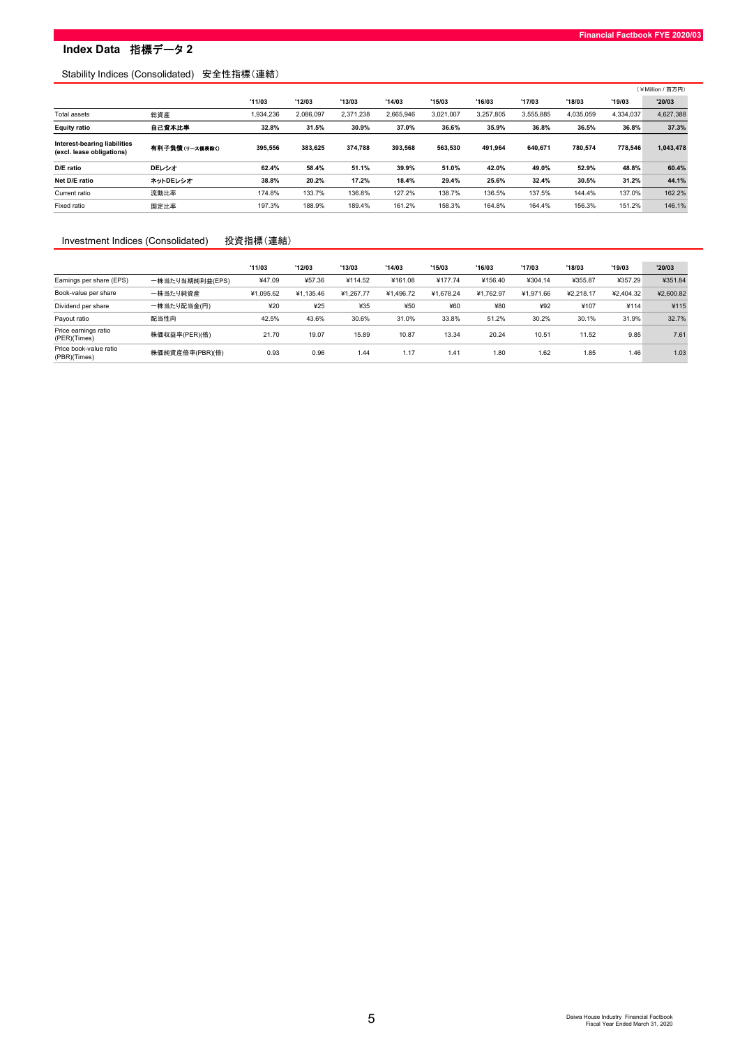## Index Data　指標データ２

### Stability Indices (Consolidated)　安全性指標（連結）

（￥Million / 百万円）

| | | '11/03 | '12/03 | '13/03 | '14/03 | '15/03 | '16/03 | '17/03 | '18/03 | '19/03 | '20/03 |
|---|---|---|---|---|---|---|---|---|---|---|---|
| Total assets | 総資産 | 1,934,236 | 2,086,097 | 2,371,238 | 2,665,946 | 3,021,007 | 3,257,805 | 3,555,885 | 4,035,059 | 4,334,037 | 4,627,388 |
| **Equity ratio** | **自己資本比率** | **32.8%** | **31.5%** | **30.9%** | **37.0%** | **36.6%** | **35.9%** | **36.8%** | **36.5%** | **36.8%** | **37.3%** |
| **Interest-bearing liabilities (excl. lease obligations)** | **有利子負債(リース債務除く)** | **395,556** | **383,625** | **374,788** | **393,568** | **563,530** | **491,964** | **640,671** | **780,574** | **778,546** | **1,043,478** |
| **D/E ratio** | **DEレシオ** | **62.4%** | **58.4%** | **51.1%** | **39.9%** | **51.0%** | **42.0%** | **49.0%** | **52.9%** | **48.8%** | **60.4%** |
| **Net D/E ratio** | **ネットDEレシオ** | **38.8%** | **20.2%** | **17.2%** | **18.4%** | **29.4%** | **25.6%** | **32.4%** | **30.5%** | **31.2%** | **44.1%** |
| Current ratio | 流動比率 | 174.8% | 133.7% | 136.8% | 127.2% | 138.7% | 136.5% | 137.5% | 144.4% | 137.0% | 162.2% |
| Fixed ratio | 固定比率 | 197.3% | 188.9% | 189.4% | 161.2% | 158.3% | 164.8% | 164.4% | 156.3% | 151.2% | 146.1% |

### Investment Indices (Consolidated)　投資指標（連結）

| | | '11/03 | '12/03 | '13/03 | '14/03 | '15/03 | '16/03 | '17/03 | '18/03 | '19/03 | '20/03 |
|---|---|---|---|---|---|---|---|---|---|---|---|
| Earnings per share (EPS) | 一株当たり当期純利益(EPS) | ¥47.09 | ¥57.36 | ¥114.52 | ¥161.08 | ¥177.74 | ¥156.40 | ¥304.14 | ¥355.87 | ¥357.29 | ¥351.84 |
| Book-value per share | 一株当たり純資産 | ¥1,095.62 | ¥1,135.46 | ¥1,267.77 | ¥1,496.72 | ¥1,678.24 | ¥1,762.97 | ¥1,971.66 | ¥2,218.17 | ¥2,404.32 | ¥2,600.82 |
| Dividend per share | 一株当たり配当金(円) | ¥20 | ¥25 | ¥35 | ¥50 | ¥60 | ¥80 | ¥92 | ¥107 | ¥114 | ¥115 |
| Payout ratio | 配当性向 | 42.5% | 43.6% | 30.6% | 31.0% | 33.8% | 51.2% | 30.2% | 30.1% | 31.9% | 32.7% |
| Price earnings ratio (PER)(Times) | 株価収益率(PER)(倍) | 21.70 | 19.07 | 15.89 | 10.87 | 13.34 | 20.24 | 10.51 | 11.52 | 9.85 | 7.61 |
| Price book-value ratio (PBR)(Times) | 株価純資産倍率(PBR)(倍) | 0.93 | 0.96 | 1.44 | 1.17 | 1.41 | 1.80 | 1.62 | 1.85 | 1.46 | 1.03 |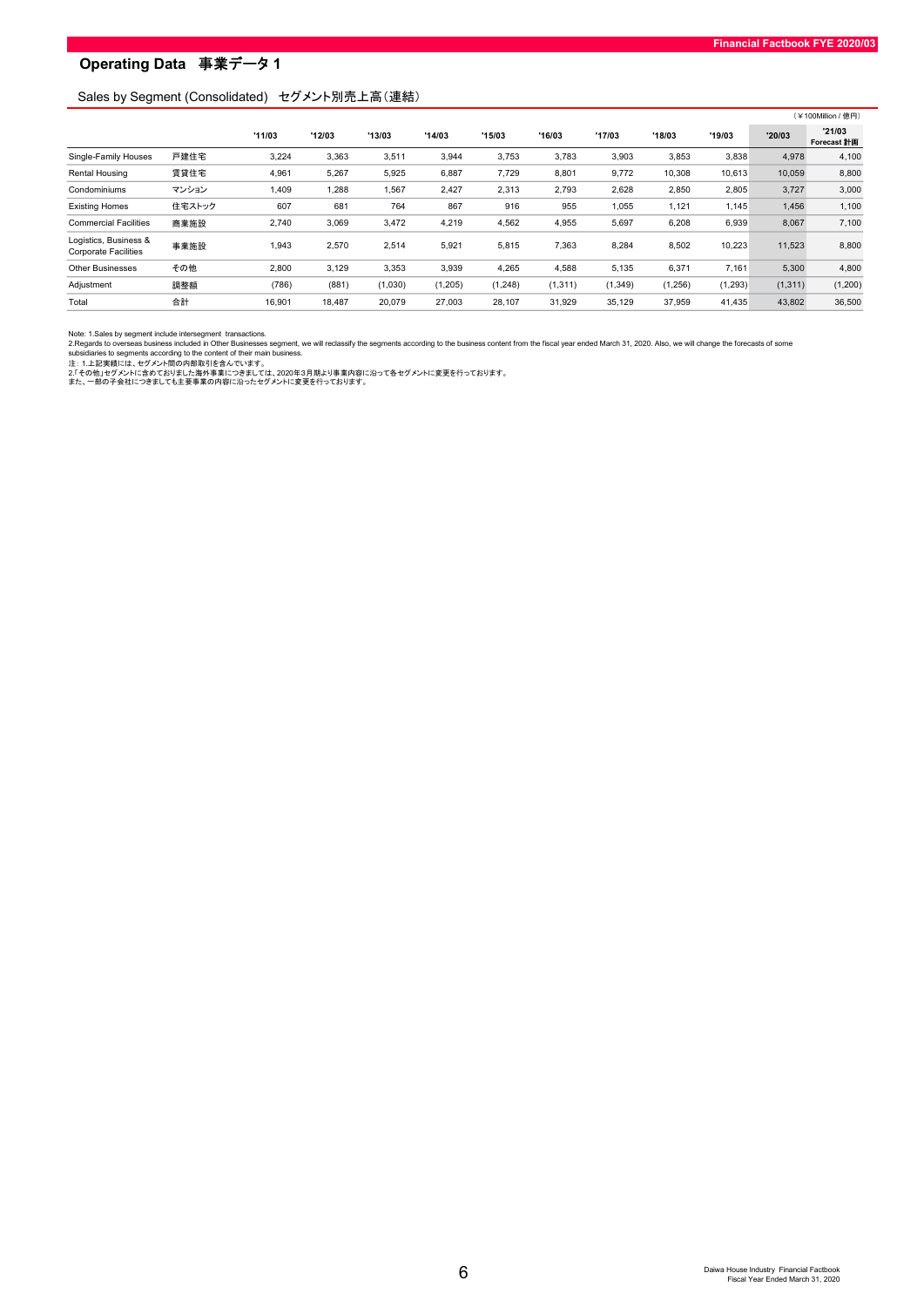## Operating Data　事業データ 1

### Sales by Segment (Consolidated)　セグメント別売上高（連結）

（￥100Million / 億円）

| | | '11/03 | '12/03 | '13/03 | '14/03 | '15/03 | '16/03 | '17/03 | '18/03 | '19/03 | '20/03 | '21/03 Forecast 計画 |
|---|---|---|---|---|---|---|---|---|---|---|---|---|
| Single-Family Houses | 戸建住宅 | 3,224 | 3,363 | 3,511 | 3,944 | 3,753 | 3,783 | 3,903 | 3,853 | 3,838 | 4,978 | 4,100 |
| Rental Housing | 賃貸住宅 | 4,961 | 5,267 | 5,925 | 6,887 | 7,729 | 8,801 | 9,772 | 10,308 | 10,613 | 10,059 | 8,800 |
| Condominiums | マンション | 1,409 | 1,288 | 1,567 | 2,427 | 2,313 | 2,793 | 2,628 | 2,850 | 2,805 | 3,727 | 3,000 |
| Existing Homes | 住宅ストック | 607 | 681 | 764 | 867 | 916 | 955 | 1,055 | 1,121 | 1,145 | 1,456 | 1,100 |
| Commercial Facilities | 商業施設 | 2,740 | 3,069 | 3,472 | 4,219 | 4,562 | 4,955 | 5,697 | 6,208 | 6,939 | 8,067 | 7,100 |
| Logistics, Business & Corporate Facilities | 事業施設 | 1,943 | 2,570 | 2,514 | 5,921 | 5,815 | 7,363 | 8,284 | 8,502 | 10,223 | 11,523 | 8,800 |
| Other Businesses | その他 | 2,800 | 3,129 | 3,353 | 3,939 | 4,265 | 4,588 | 5,135 | 6,371 | 7,161 | 5,300 | 4,800 |
| Adjustment | 調整額 | (786) | (881) | (1,030) | (1,205) | (1,248) | (1,311) | (1,349) | (1,256) | (1,293) | (1,311) | (1,200) |
| Total | 合計 | 16,901 | 18,487 | 20,079 | 27,003 | 28,107 | 31,929 | 35,129 | 37,959 | 41,435 | 43,802 | 36,500 |

Note: 1.Sales by segment include intersegment transactions.
2.Regards to overseas business included in Other Businesses segment, we will reclassify the segments according to the business content from the fiscal year ended March 31, 2020. Also, we will change the forecasts of some subsidiaries to segments according to the content of their main business.
注：1.上記実績には、セグメント間の内部取引を含んでいます。
2.「その他」セグメントに含めておりました海外事業につきましては、2020年3月期より事業内容に沿って各セグメントに変更を行っております。
また、一部の子会社につきましても主要事業の内容に沿ったセグメントに変更を行っております。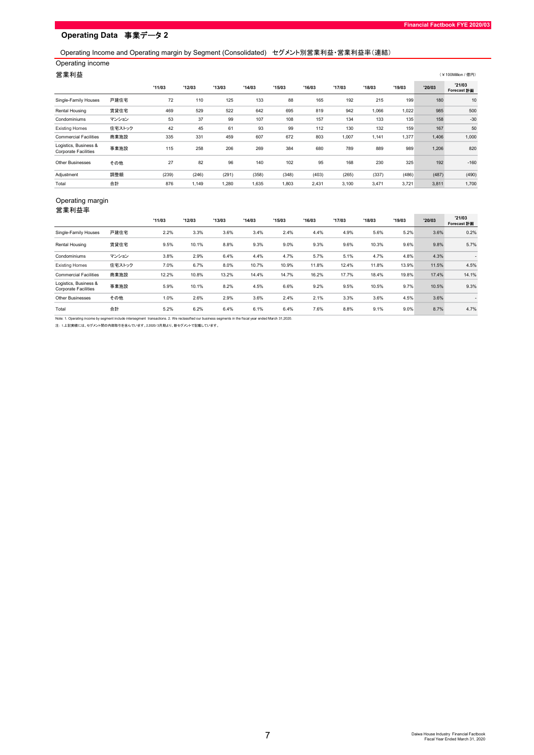## Operating Data　事業データ 2

### Operating Income and Operating margin by Segment (Consolidated)　セグメント別営業利益･営業利益率（連結）

### Operating income
### 営業利益

（￥100Million / 億円）

| | | '11/03 | '12/03 | '13/03 | '14/03 | '15/03 | '16/03 | '17/03 | '18/03 | '19/03 | '20/03 | '21/03 Forecast 計画 |
|---|---|---|---|---|---|---|---|---|---|---|---|---|
| Single-Family Houses | 戸建住宅 | 72 | 110 | 125 | 133 | 88 | 165 | 192 | 215 | 199 | 180 | 10 |
| Rental Housing | 賃貸住宅 | 469 | 529 | 522 | 642 | 695 | 819 | 942 | 1,066 | 1,022 | 985 | 500 |
| Condominiums | マンション | 53 | 37 | 99 | 107 | 108 | 157 | 134 | 133 | 135 | 158 | -30 |
| Existing Homes | 住宅ストック | 42 | 45 | 61 | 93 | 99 | 112 | 130 | 132 | 159 | 167 | 50 |
| Commercial Facilities | 商業施設 | 335 | 331 | 459 | 607 | 672 | 803 | 1,007 | 1,141 | 1,377 | 1,406 | 1,000 |
| Logistics, Business & Corporate Facilities | 事業施設 | 115 | 258 | 206 | 269 | 384 | 680 | 789 | 889 | 989 | 1,206 | 820 |
| Other Businesses | その他 | 27 | 82 | 96 | 140 | 102 | 95 | 168 | 230 | 325 | 192 | -160 |
| Adjustment | 調整額 | (239) | (246) | (291) | (358) | (348) | (403) | (265) | (337) | (486) | (487) | (490) |
| Total | 合計 | 876 | 1,149 | 1,280 | 1,635 | 1,803 | 2,431 | 3,100 | 3,471 | 3,721 | 3,811 | 1,700 |

### Operating margin
### 営業利益率

| | | '11/03 | '12/03 | '13/03 | '14/03 | '15/03 | '16/03 | '17/03 | '18/03 | '19/03 | '20/03 | '21/03 Forecast 計画 |
|---|---|---|---|---|---|---|---|---|---|---|---|---|
| Single-Family Houses | 戸建住宅 | 2.2% | 3.3% | 3.6% | 3.4% | 2.4% | 4.4% | 4.9% | 5.6% | 5.2% | 3.6% | 0.2% |
| Rental Housing | 賃貸住宅 | 9.5% | 10.1% | 8.8% | 9.3% | 9.0% | 9.3% | 9.6% | 10.3% | 9.6% | 9.8% | 5.7% |
| Condominiums | マンション | 3.8% | 2.9% | 6.4% | 4.4% | 4.7% | 5.7% | 5.1% | 4.7% | 4.8% | 4.3% | - |
| Existing Homes | 住宅ストック | 7.0% | 6.7% | 8.0% | 10.7% | 10.9% | 11.8% | 12.4% | 11.8% | 13.9% | 11.5% | 4.5% |
| Commercial Facilities | 商業施設 | 12.2% | 10.8% | 13.2% | 14.4% | 14.7% | 16.2% | 17.7% | 18.4% | 19.8% | 17.4% | 14.1% |
| Logistics, Business & Corporate Facilities | 事業施設 | 5.9% | 10.1% | 8.2% | 4.5% | 6.6% | 9.2% | 9.5% | 10.5% | 9.7% | 10.5% | 9.3% |
| Other Businesses | その他 | 1.0% | 2.6% | 2.9% | 3.6% | 2.4% | 2.1% | 3.3% | 3.6% | 4.5% | 3.6% | - |
| Total | 合計 | 5.2% | 6.2% | 6.4% | 6.1% | 6.4% | 7.6% | 8.8% | 9.1% | 9.0% | 8.7% | 4.7% |

Note: 1. Operating income by segment include intersegment transactions. 2. We reclassified our business segments in the fiscal year ended March 31,2020.

注：1.上記実績には、セグメント間の内部取引を含んでいます。2.2020/3月期より、新セグメントで記載しています。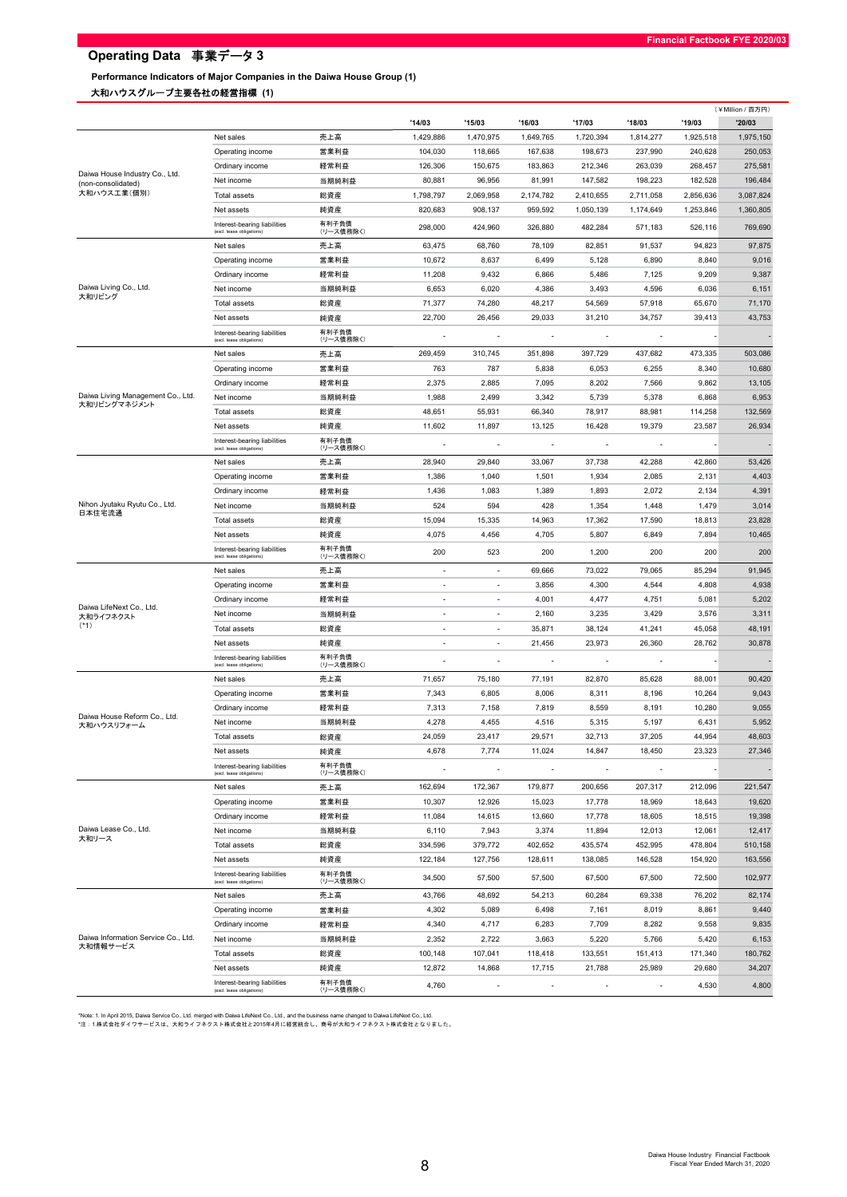## Operating Data 事業データ 3

**Performance Indicators of Major Companies in the Daiwa House Group (1)**

**大和ハウスグループ主要各社の経営指標 (1)**

(￥Million / 百万円)

| Company | Item | 項目 | '14/03 | '15/03 | '16/03 | '17/03 | '18/03 | '19/03 | '20/03 |
|---|---|---|---|---|---|---|---|---|---|
| Daiwa House Industry Co., Ltd. (non-consolidated) 大和ハウス工業(個別) | Net sales | 売上高 | 1,429,886 | 1,470,975 | 1,649,765 | 1,720,394 | 1,814,277 | 1,925,518 | 1,975,150 |
| | Operating income | 営業利益 | 104,030 | 118,665 | 167,638 | 198,673 | 237,990 | 240,628 | 250,053 |
| | Ordinary income | 経常利益 | 126,306 | 150,675 | 183,863 | 212,346 | 263,039 | 268,457 | 275,581 |
| | Net income | 当期純利益 | 80,881 | 96,956 | 81,991 | 147,582 | 198,223 | 182,528 | 196,484 |
| | Total assets | 総資産 | 1,798,797 | 2,069,958 | 2,174,782 | 2,410,655 | 2,711,058 | 2,856,636 | 3,087,824 |
| | Net assets | 純資産 | 820,683 | 908,137 | 959,592 | 1,050,139 | 1,174,649 | 1,253,846 | 1,360,805 |
| | Interest-bearing liabilities (excl. lease obligations) | 有利子負債(リース債務除く) | 298,000 | 424,960 | 326,880 | 482,284 | 571,183 | 526,116 | 769,690 |
| Daiwa Living Co., Ltd. 大和リビング | Net sales | 売上高 | 63,475 | 68,760 | 78,109 | 82,851 | 91,537 | 94,823 | 97,875 |
| | Operating income | 営業利益 | 10,672 | 8,637 | 6,499 | 5,128 | 6,890 | 8,840 | 9,016 |
| | Ordinary income | 経常利益 | 11,208 | 9,432 | 6,866 | 5,486 | 7,125 | 9,209 | 9,387 |
| | Net income | 当期純利益 | 6,653 | 6,020 | 4,386 | 3,493 | 4,596 | 6,036 | 6,151 |
| | Total assets | 総資産 | 71,377 | 74,280 | 48,217 | 54,569 | 57,918 | 65,670 | 71,170 |
| | Net assets | 純資産 | 22,700 | 26,456 | 29,033 | 31,210 | 34,757 | 39,413 | 43,753 |
| | Interest-bearing liabilities (excl. lease obligations) | 有利子負債(リース債務除く) | - | - | - | - | - | - | - |
| Daiwa Living Management Co., Ltd. 大和リビングマネジメント | Net sales | 売上高 | 269,459 | 310,745 | 351,898 | 397,729 | 437,682 | 473,335 | 503,086 |
| | Operating income | 営業利益 | 763 | 787 | 5,838 | 6,053 | 6,255 | 8,340 | 10,680 |
| | Ordinary income | 経常利益 | 2,375 | 2,885 | 7,095 | 8,202 | 7,566 | 9,862 | 13,105 |
| | Net income | 当期純利益 | 1,988 | 2,499 | 3,342 | 5,739 | 5,378 | 6,868 | 6,953 |
| | Total assets | 総資産 | 48,651 | 55,931 | 66,340 | 78,917 | 88,981 | 114,258 | 132,569 |
| | Net assets | 純資産 | 11,602 | 11,897 | 13,125 | 16,428 | 19,379 | 23,587 | 26,934 |
| | Interest-bearing liabilities (excl. lease obligations) | 有利子負債(リース債務除く) | - | - | - | - | - | - | - |
| Nihon Jyutaku Ryutu Co., Ltd. 日本住宅流通 | Net sales | 売上高 | 28,940 | 29,840 | 33,067 | 37,738 | 42,288 | 42,860 | 53,426 |
| | Operating income | 営業利益 | 1,386 | 1,040 | 1,501 | 1,934 | 2,085 | 2,131 | 4,403 |
| | Ordinary income | 経常利益 | 1,436 | 1,083 | 1,389 | 1,893 | 2,072 | 2,134 | 4,391 |
| | Net income | 当期純利益 | 524 | 594 | 428 | 1,354 | 1,448 | 1,479 | 3,014 |
| | Total assets | 総資産 | 15,094 | 15,335 | 14,963 | 17,362 | 17,590 | 18,813 | 23,828 |
| | Net assets | 純資産 | 4,075 | 4,456 | 4,705 | 5,807 | 6,849 | 7,894 | 10,465 |
| | Interest-bearing liabilities (excl. lease obligations) | 有利子負債(リース債務除く) | 200 | 523 | 200 | 1,200 | 200 | 200 | 200 |
| Daiwa LifeNext Co., Ltd. 大和ライフネクスト (*1) | Net sales | 売上高 | - | - | 69,666 | 73,022 | 79,065 | 85,294 | 91,945 |
| | Operating income | 営業利益 | - | - | 3,856 | 4,300 | 4,544 | 4,808 | 4,938 |
| | Ordinary income | 経常利益 | - | - | 4,001 | 4,477 | 4,751 | 5,081 | 5,202 |
| | Net income | 当期純利益 | - | - | 2,160 | 3,235 | 3,429 | 3,576 | 3,311 |
| | Total assets | 総資産 | - | - | 35,871 | 38,124 | 41,241 | 45,058 | 48,191 |
| | Net assets | 純資産 | - | - | 21,456 | 23,973 | 26,360 | 28,762 | 30,878 |
| | Interest-bearing liabilities (excl. lease obligations) | 有利子負債(リース債務除く) | - | - | - | - | - | - | - |
| Daiwa House Reform Co., Ltd. 大和ハウスリフォーム | Net sales | 売上高 | 71,657 | 75,180 | 77,191 | 82,870 | 85,628 | 88,001 | 90,420 |
| | Operating income | 営業利益 | 7,343 | 6,805 | 8,006 | 8,311 | 8,196 | 10,264 | 9,043 |
| | Ordinary income | 経常利益 | 7,313 | 7,158 | 7,819 | 8,559 | 8,191 | 10,280 | 9,055 |
| | Net income | 当期純利益 | 4,278 | 4,455 | 4,516 | 5,315 | 5,197 | 6,431 | 5,952 |
| | Total assets | 総資産 | 24,059 | 23,417 | 29,571 | 32,713 | 37,205 | 44,954 | 48,603 |
| | Net assets | 純資産 | 4,678 | 7,774 | 11,024 | 14,847 | 18,450 | 23,323 | 27,346 |
| | Interest-bearing liabilities (excl. lease obligations) | 有利子負債(リース債務除く) | - | - | - | - | - | - | - |
| Daiwa Lease Co., Ltd. 大和リース | Net sales | 売上高 | 162,694 | 172,367 | 179,877 | 200,656 | 207,317 | 212,096 | 221,547 |
| | Operating income | 営業利益 | 10,307 | 12,926 | 15,023 | 17,778 | 18,969 | 18,643 | 19,620 |
| | Ordinary income | 経常利益 | 11,084 | 14,615 | 13,660 | 17,778 | 18,605 | 18,515 | 19,398 |
| | Net income | 当期純利益 | 6,110 | 7,943 | 3,374 | 11,894 | 12,013 | 12,061 | 12,417 |
| | Total assets | 総資産 | 334,596 | 379,772 | 402,652 | 435,574 | 452,995 | 478,804 | 510,158 |
| | Net assets | 純資産 | 122,184 | 127,756 | 128,611 | 138,085 | 146,528 | 154,920 | 163,556 |
| | Interest-bearing liabilities (excl. lease obligations) | 有利子負債(リース債務除く) | 34,500 | 57,500 | 57,500 | 67,500 | 67,500 | 72,500 | 102,977 |
| Daiwa Information Service Co., Ltd. 大和情報サービス | Net sales | 売上高 | 43,766 | 48,692 | 54,213 | 60,284 | 69,338 | 76,202 | 82,174 |
| | Operating income | 営業利益 | 4,302 | 5,089 | 6,498 | 7,161 | 8,019 | 8,861 | 9,440 |
| | Ordinary income | 経常利益 | 4,340 | 4,717 | 6,283 | 7,709 | 8,282 | 9,558 | 9,835 |
| | Net income | 当期純利益 | 2,352 | 2,722 | 3,663 | 5,220 | 5,766 | 5,420 | 6,153 |
| | Total assets | 総資産 | 100,148 | 107,041 | 118,418 | 133,551 | 151,413 | 171,340 | 180,762 |
| | Net assets | 純資産 | 12,872 | 14,868 | 17,715 | 21,788 | 25,989 | 29,680 | 34,207 |
| | Interest-bearing liabilities (excl. lease obligations) | 有利子負債(リース債務除く) | 4,760 | - | - | - | - | 4,530 | 4,800 |

*Note: 1. In April 2015, Daiwa Service Co., Ltd. merged with Daiwa LifeNext Co., Ltd., and the business name changed to Daiwa LifeNext Co., Ltd.

*注：1.株式会社ダイワサービスは、大和ライフネクスト株式会社と2015年4月に経営統合し、商号が大和ライフネクスト株式会社となりました。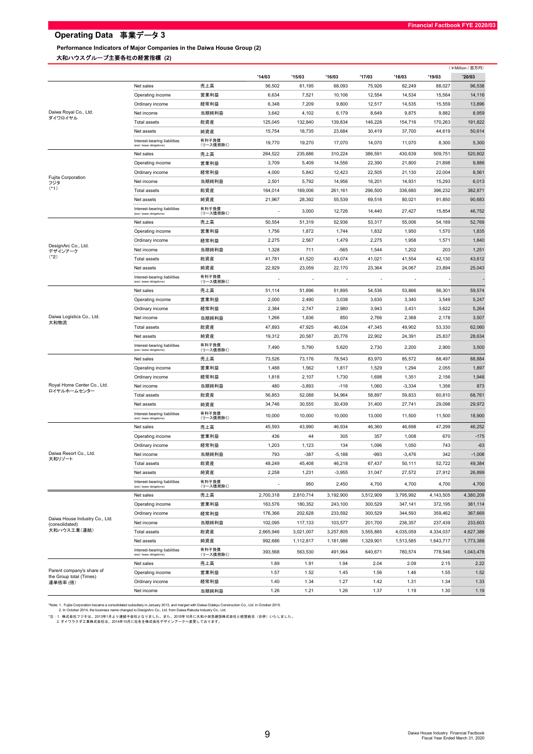# Operating Data 事業データ 3

### Performance Indicators of Major Companies in the Daiwa House Group (2)

### 大和ハウスグループ主要各社の経営指標 (2)

（￥Million / 百万円）

| | | | '14/03 | '15/03 | '16/03 | '17/03 | '18/03 | '19/03 | '20/03 |
|---|---|---|---|---|---|---|---|---|---|
| Daiwa Royal Co., Ltd. ダイワロイヤル | Net sales | 売上高 | 56,502 | 61,195 | 68,093 | 75,926 | 82,249 | 88,027 | 96,538 |
| | Operating income | 営業利益 | 6,634 | 7,521 | 10,106 | 12,554 | 14,534 | 15,564 | 14,116 |
| | Ordinary income | 経常利益 | 6,348 | 7,209 | 9,800 | 12,517 | 14,535 | 15,559 | 13,896 |
| | Net income | 当期純利益 | 3,642 | 4,102 | 6,179 | 8,649 | 9,875 | 9,882 | 8,959 |
| | Total assets | 総資産 | 125,045 | 132,840 | 139,834 | 146,228 | 154,716 | 170,263 | 191,822 |
| | Net assets | 純資産 | 15,754 | 18,735 | 23,684 | 30,419 | 37,700 | 44,619 | 50,614 |
| | Interest-bearing liabilities (excl. lease obligations) | 有利子負債（リース債務除く） | 19,770 | 19,270 | 17,070 | 14,070 | 11,070 | 8,300 | 5,300 |
| Fujita Corporation フジタ (*1) | Net sales | 売上高 | 264,522 | 235,686 | 310,224 | 386,591 | 430,639 | 509,751 | 520,802 |
| | Operating income | 営業利益 | 3,709 | 5,409 | 14,556 | 22,390 | 21,800 | 21,898 | 9,886 |
| | Ordinary income | 経常利益 | 4,000 | 5,842 | 12,423 | 22,505 | 21,130 | 22,004 | 8,561 |
| | Net income | 当期純利益 | 2,501 | 5,792 | 14,956 | 16,201 | 14,931 | 15,293 | 6,013 |
| | Total assets | 総資産 | 164,014 | 169,006 | 261,161 | 296,500 | 336,680 | 396,232 | 382,871 |
| | Net assets | 純資産 | 21,967 | 28,392 | 55,539 | 69,516 | 80,021 | 91,850 | 90,683 |
| | Interest-bearing liabilities (excl. lease obligations) | 有利子負債（リース債務除く） | - | 3,000 | 12,726 | 14,440 | 27,427 | 15,854 | 46,752 |
| DesignArc Co., Ltd. デザインアーク (*2) | Net sales | 売上高 | 50,554 | 51,319 | 52,936 | 53,317 | 55,006 | 54,189 | 52,769 |
| | Operating income | 営業利益 | 1,756 | 1,872 | 1,744 | 1,832 | 1,950 | 1,570 | 1,835 |
| | Ordinary income | 経常利益 | 2,275 | 2,567 | 1,479 | 2,275 | 1,958 | 1,571 | 1,840 |
| | Net income | 当期純利益 | 1,328 | 711 | -565 | 1,544 | 1,202 | 203 | 1,251 |
| | Total assets | 総資産 | 41,781 | 41,520 | 43,074 | 41,021 | 41,554 | 42,130 | 43,612 |
| | Net assets | 純資産 | 22,929 | 23,059 | 22,170 | 23,364 | 24,067 | 23,894 | 25,043 |
| | Interest-bearing liabilities (excl. lease obligations) | 有利子負債（リース債務除く） | - | - | - | - | - | - | - |
| Daiwa Logistics Co., Ltd. 大和物流 | Net sales | 売上高 | 51,114 | 51,896 | 51,895 | 54,536 | 53,866 | 56,301 | 59,574 |
| | Operating income | 営業利益 | 2,000 | 2,490 | 3,038 | 3,630 | 3,340 | 3,549 | 5,247 |
| | Ordinary income | 経常利益 | 2,384 | 2,747 | 2,980 | 3,943 | 3,431 | 3,622 | 5,264 |
| | Net income | 当期純利益 | 1,266 | 1,836 | 850 | 2,766 | 2,368 | 2,178 | 3,507 |
| | Total assets | 総資産 | 47,893 | 47,925 | 46,034 | 47,345 | 49,902 | 53,330 | 62,060 |
| | Net assets | 純資産 | 19,312 | 20,587 | 20,776 | 22,902 | 24,391 | 25,837 | 28,634 |
| | Interest-bearing liabilities (excl. lease obligations) | 有利子負債（リース債務除く） | 7,490 | 5,790 | 5,620 | 2,730 | 2,200 | 2,900 | 3,500 |
| Royal Home Center Co., Ltd. ロイヤルホームセンター | Net sales | 売上高 | 73,526 | 73,176 | 78,543 | 83,970 | 85,572 | 88,497 | 88,884 |
| | Operating income | 営業利益 | 1,488 | 1,562 | 1,817 | 1,529 | 1,294 | 2,055 | 1,897 |
| | Ordinary income | 経常利益 | 1,818 | 2,107 | 1,730 | 1,698 | 1,351 | 2,156 | 1,948 |
| | Net income | 当期純利益 | 480 | -3,893 | -116 | 1,060 | -3,334 | 1,356 | 873 |
| | Total assets | 総資産 | 56,853 | 52,088 | 54,964 | 58,897 | 59,833 | 60,810 | 68,761 |
| | Net assets | 純資産 | 34,746 | 30,555 | 30,439 | 31,400 | 27,741 | 29,098 | 29,972 |
| | Interest-bearing liabilities (excl. lease obligations) | 有利子負債（リース債務除く） | 10,000 | 10,000 | 10,000 | 13,000 | 11,500 | 11,500 | 18,900 |
| Daiwa Resort Co., Ltd. 大和リゾート | Net sales | 売上高 | 45,593 | 43,990 | 46,934 | 46,360 | 46,698 | 47,299 | 46,252 |
| | Operating income | 営業利益 | 436 | 44 | 305 | 357 | 1,008 | 670 | -175 |
| | Ordinary income | 経常利益 | 1,203 | 1,123 | 134 | 1,096 | 1,050 | 743 | -63 |
| | Net income | 当期純利益 | 793 | -387 | -5,188 | -993 | -3,476 | 342 | -1,008 |
| | Total assets | 総資産 | 48,249 | 45,408 | 46,218 | 67,437 | 50,111 | 52,722 | 49,384 |
| | Net assets | 純資産 | 2,258 | 1,231 | -3,955 | 31,047 | 27,572 | 27,912 | 26,899 |
| | Interest-bearing liabilities (excl. lease obligations) | 有利子負債（リース債務除く） | - | 950 | 2,450 | 4,700 | 4,700 | 4,700 | 4,700 |
| Daiwa House Industry Co., Ltd. (consolidated) 大和ハウス工業（連結） | Net sales | 売上高 | 2,700,318 | 2,810,714 | 3,192,900 | 3,512,909 | 3,795,992 | 4,143,505 | 4,380,209 |
| | Operating income | 営業利益 | 163,576 | 180,352 | 243,100 | 300,529 | 347,141 | 372,195 | 381,114 |
| | Ordinary income | 経常利益 | 176,366 | 202,628 | 233,592 | 300,529 | 344,593 | 359,462 | 367,669 |
| | Net income | 当期純利益 | 102,095 | 117,133 | 103,577 | 201,700 | 236,357 | 237,439 | 233,603 |
| | Total assets | 総資産 | 2,665,946 | 3,021,007 | 3,257,805 | 3,555,885 | 4,035,059 | 4,334,037 | 4,627,388 |
| | Net assets | 純資産 | 992,686 | 1,112,817 | 1,181,986 | 1,329,901 | 1,513,585 | 1,643,717 | 1,773,388 |
| | Interest-bearing liabilities (excl. lease obligations) | 有利子負債（リース債務除く） | 393,568 | 563,530 | 491,964 | 640,671 | 780,574 | 778,546 | 1,043,478 |
| Parent company's share of the Group total (Times) 連単倍率 (倍) | Net sales | 売上高 | 1.89 | 1.91 | 1.94 | 2.04 | 2.09 | 2.15 | 2.22 |
| | Operating income | 営業利益 | 1.57 | 1.52 | 1.45 | 1.56 | 1.46 | 1.55 | 1.52 |
| | Ordinary income | 経常利益 | 1.40 | 1.34 | 1.27 | 1.42 | 1.31 | 1.34 | 1.33 |
| | Net income | 当期純利益 | 1.26 | 1.21 | 1.26 | 1.37 | 1.19 | 1.30 | 1.19 |

*Note: 1. Fujita Corporation became a consolidated subsidiary in January 2013, and merged with Daiwa Odakyu Construction Co., Ltd. in October 2015.
2. In October 2014, the business name changed to DesignArc Co., Ltd. from Daiwa House Rakuda Industry Co., Ltd.

*注：1. 株式会社フジタは、2013年1月より連結子会社となりました。また、2015年10月に大和小田急建設株式会社と経営統合（合併）いたしました。
2. ダイワラクダ工業株式会社は、2014年10月に社名を株式会社デザインアークへ変更しております。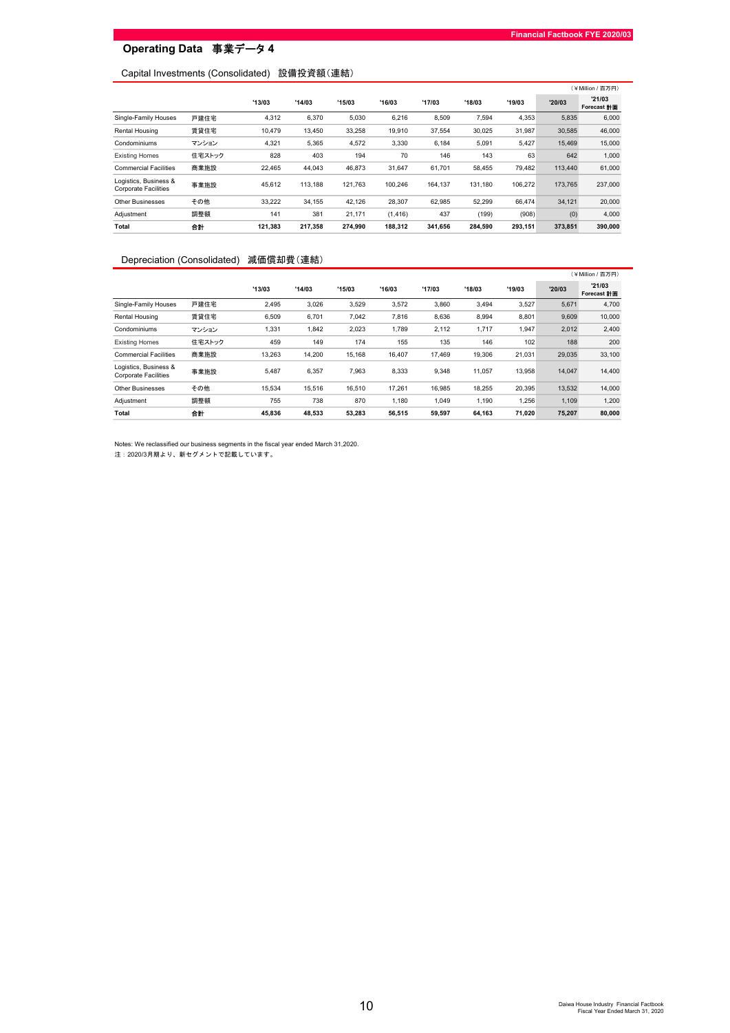## Operating Data 事業データ 4

### Capital Investments (Consolidated) 設備投資額(連結)

(¥Million / 百万円)

| | | '13/03 | '14/03 | '15/03 | '16/03 | '17/03 | '18/03 | '19/03 | '20/03 | '21/03 Forecast 計画 |
|---|---|---|---|---|---|---|---|---|---|---|
| Single-Family Houses | 戸建住宅 | 4,312 | 6,370 | 5,030 | 6,216 | 8,509 | 7,594 | 4,353 | 5,835 | 6,000 |
| Rental Housing | 賃貸住宅 | 10,479 | 13,450 | 33,258 | 19,910 | 37,554 | 30,025 | 31,987 | 30,585 | 46,000 |
| Condominiums | マンション | 4,321 | 5,365 | 4,572 | 3,330 | 6,184 | 5,091 | 5,427 | 15,469 | 15,000 |
| Existing Homes | 住宅ストック | 828 | 403 | 194 | 70 | 146 | 143 | 63 | 642 | 1,000 |
| Commercial Facilities | 商業施設 | 22,465 | 44,043 | 46,873 | 31,647 | 61,701 | 58,455 | 79,482 | 113,440 | 61,000 |
| Logistics, Business & Corporate Facilities | 事業施設 | 45,612 | 113,188 | 121,763 | 100,246 | 164,137 | 131,180 | 106,272 | 173,765 | 237,000 |
| Other Businesses | その他 | 33,222 | 34,155 | 42,126 | 28,307 | 62,985 | 52,299 | 66,474 | 34,121 | 20,000 |
| Adjustment | 調整額 | 141 | 381 | 21,171 | (1,416) | 437 | (199) | (908) | (0) | 4,000 |
| **Total** | **合計** | **121,383** | **217,358** | **274,990** | **188,312** | **341,656** | **284,590** | **293,151** | **373,851** | **390,000** |

### Depreciation (Consolidated) 減価償却費(連結)

(¥Million / 百万円)

| | | '13/03 | '14/03 | '15/03 | '16/03 | '17/03 | '18/03 | '19/03 | '20/03 | '21/03 Forecast 計画 |
|---|---|---|---|---|---|---|---|---|---|---|
| Single-Family Houses | 戸建住宅 | 2,495 | 3,026 | 3,529 | 3,572 | 3,860 | 3,494 | 3,527 | 5,671 | 4,700 |
| Rental Housing | 賃貸住宅 | 6,509 | 6,701 | 7,042 | 7,816 | 8,636 | 8,994 | 8,801 | 9,609 | 10,000 |
| Condominiums | マンション | 1,331 | 1,842 | 2,023 | 1,789 | 2,112 | 1,717 | 1,947 | 2,012 | 2,400 |
| Existing Homes | 住宅ストック | 459 | 149 | 174 | 155 | 135 | 146 | 102 | 188 | 200 |
| Commercial Facilities | 商業施設 | 13,263 | 14,200 | 15,168 | 16,407 | 17,469 | 19,306 | 21,031 | 29,035 | 33,100 |
| Logistics, Business & Corporate Facilities | 事業施設 | 5,487 | 6,357 | 7,963 | 8,333 | 9,348 | 11,057 | 13,958 | 14,047 | 14,400 |
| Other Businesses | その他 | 15,534 | 15,516 | 16,510 | 17,261 | 16,985 | 18,255 | 20,395 | 13,532 | 14,000 |
| Adjustment | 調整額 | 755 | 738 | 870 | 1,180 | 1,049 | 1,190 | 1,256 | 1,109 | 1,200 |
| **Total** | **合計** | **45,836** | **48,533** | **53,283** | **56,515** | **59,597** | **64,163** | **71,020** | **75,207** | **80,000** |

Notes: We reclassified our business segments in the fiscal year ended March 31,2020.
注：2020/3月期より、新セグメントで記載しています。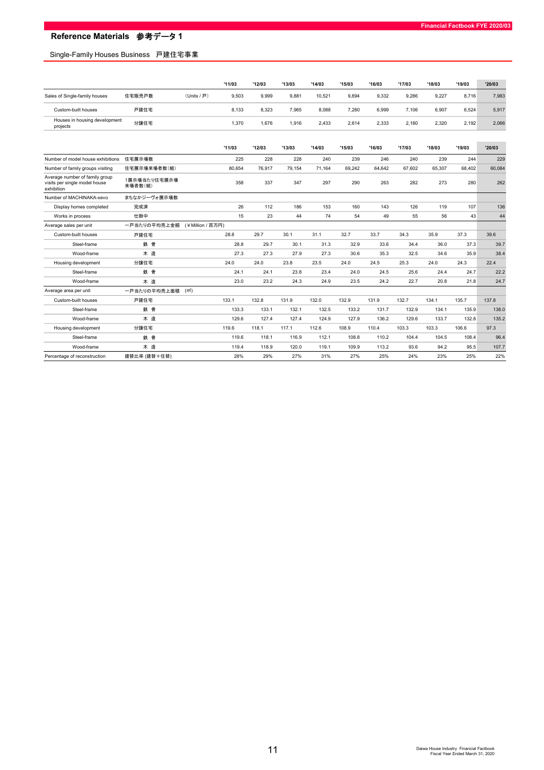## Reference Materials　参考データ 1

### Single-Family Houses Business　戸建住宅事業

| | | | '11/03 | '12/03 | '13/03 | '14/03 | '15/03 | '16/03 | '17/03 | '18/03 | '19/03 | '20/03 |
|---|---|---|---|---|---|---|---|---|---|---|---|---|
| Sales of Single-family houses | 住宅販売戸数 | (Units / 戸) | 9,503 | 9,999 | 9,881 | 10,521 | 9,894 | 9,332 | 9,286 | 9,227 | 8,716 | 7,983 |
| Custom-built houses | 戸建住宅 | | 8,133 | 8,323 | 7,965 | 8,088 | 7,280 | 6,999 | 7,106 | 6,907 | 6,524 | 5,917 |
| Houses in housing development projects | 分譲住宅 | | 1,370 | 1,676 | 1,916 | 2,433 | 2,614 | 2,333 | 2,180 | 2,320 | 2,192 | 2,066 |

| | | | '11/03 | '12/03 | '13/03 | '14/03 | '15/03 | '16/03 | '17/03 | '18/03 | '19/03 | '20/03 |
|---|---|---|---|---|---|---|---|---|---|---|---|---|
| Number of model house exhibitions | 住宅展示場数 | | 225 | 228 | 228 | 240 | 239 | 246 | 240 | 239 | 244 | 229 |
| Number of family groups visiting | 住宅展示場来場者数(組) | | 80,654 | 76,917 | 79,154 | 71,164 | 69,242 | 64,642 | 67,602 | 65,307 | 68,402 | 60,084 |
| Average number of family group visits per single model house exhibition | 1展示場当たり住宅展示場来場者数(組) | | 358 | 337 | 347 | 297 | 290 | 263 | 282 | 273 | 280 | 262 |
| Number of MACHINAKA-xevo | まちなかジーヴォ展示場数 | | | | | | | | | | | |
| Display homes completed | 完成済 | | 26 | 112 | 186 | 153 | 160 | 143 | 126 | 119 | 107 | 136 |
| Works in process | 仕掛中 | | 15 | 23 | 44 | 74 | 54 | 49 | 55 | 56 | 43 | 44 |
| Average sales per unit | 一戸当たりの平均売上金額 | (¥Million / 百万円) | | | | | | | | | | |
| Custom-built houses | 戸建住宅 | | 28.8 | 29.7 | 30.1 | 31.1 | 32.7 | 33.7 | 34.3 | 35.9 | 37.3 | 39.6 |
| Steel-frame | 鉄 骨 | | 28.8 | 29.7 | 30.1 | 31.3 | 32.9 | 33.6 | 34.4 | 36.0 | 37.3 | 39.7 |
| Wood-frame | 木 造 | | 27.3 | 27.3 | 27.9 | 27.3 | 30.6 | 35.3 | 32.5 | 34.6 | 35.9 | 38.4 |
| Housing development | 分譲住宅 | | 24.0 | 24.0 | 23.8 | 23.5 | 24.0 | 24.5 | 25.3 | 24.0 | 24.3 | 22.4 |
| Steel-frame | 鉄 骨 | | 24.1 | 24.1 | 23.8 | 23.4 | 24.0 | 24.5 | 25.6 | 24.4 | 24.7 | 22.2 |
| Wood-frame | 木 造 | | 23.0 | 23.2 | 24.3 | 24.9 | 23.5 | 24.2 | 22.7 | 20.8 | 21.8 | 24.7 |
| Average area per unit | 一戸当たりの平均売上面積 | (㎡) | | | | | | | | | | |
| Custom-built houses | 戸建住宅 | | 133.1 | 132.8 | 131.9 | 132.0 | 132.9 | 131.9 | 132.7 | 134.1 | 135.7 | 137.8 |
| Steel-frame | 鉄 骨 | | 133.3 | 133.1 | 132.1 | 132.5 | 133.2 | 131.7 | 132.9 | 134.1 | 135.9 | 138.0 |
| Wood-frame | 木 造 | | 129.6 | 127.4 | 127.4 | 124.9 | 127.9 | 136.2 | 129.6 | 133.7 | 132.8 | 135.2 |
| Housing development | 分譲住宅 | | 119.6 | 118.1 | 117.1 | 112.6 | 108.9 | 110.4 | 103.3 | 103.3 | 106.6 | 97.3 |
| Steel-frame | 鉄 骨 | | 119.6 | 118.1 | 116.9 | 112.1 | 108.8 | 110.2 | 104.4 | 104.5 | 108.4 | 96.4 |
| Wood-frame | 木 造 | | 119.4 | 118.9 | 120.0 | 119.1 | 109.9 | 113.2 | 93.6 | 94.2 | 95.5 | 107.7 |
| Percentage of reconstruction | 建替比率 (建替+住替) | | 28% | 29% | 27% | 31% | 27% | 25% | 24% | 23% | 25% | 22% |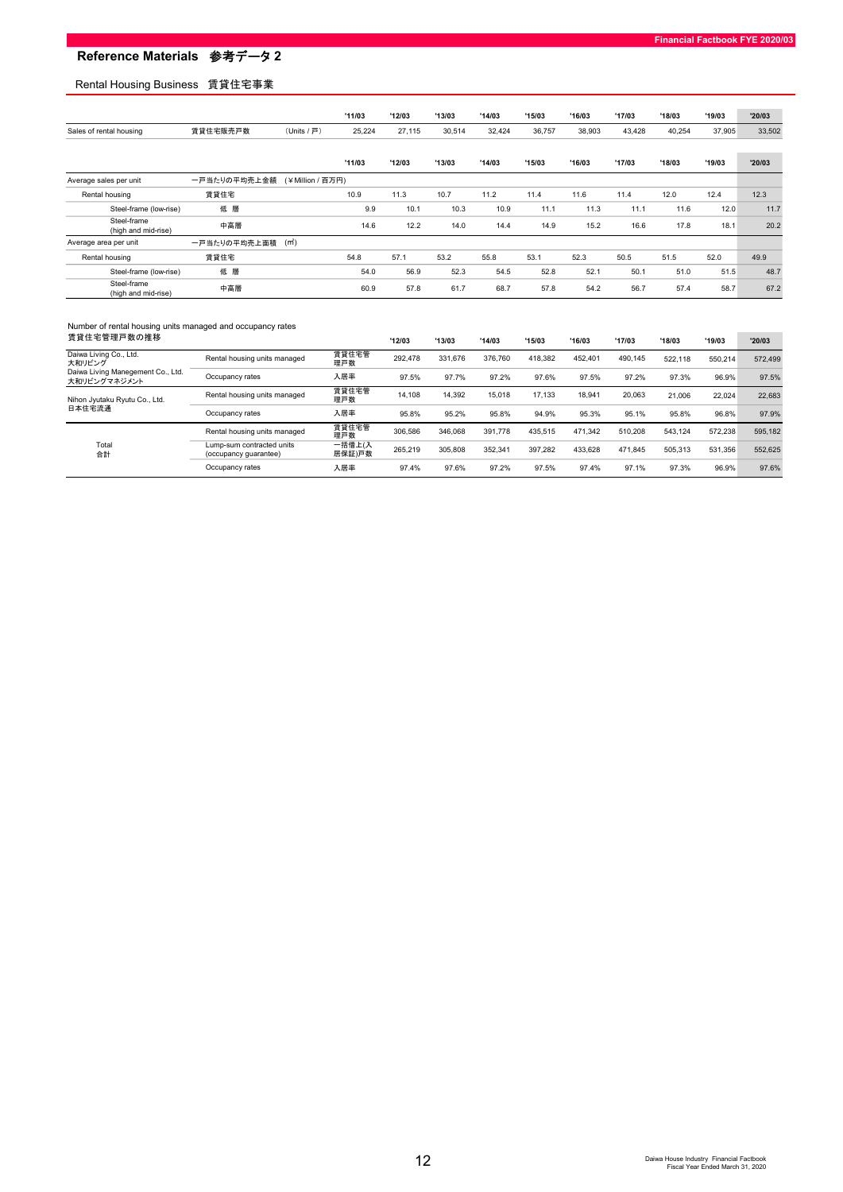## Reference Materials 参考データ 2

### Rental Housing Business 賃貸住宅事業

| | | | '11/03 | '12/03 | '13/03 | '14/03 | '15/03 | '16/03 | '17/03 | '18/03 | '19/03 | '20/03 |
|---|---|---|---|---|---|---|---|---|---|---|---|---|
| Sales of rental housing | 賃貸住宅販売戸数 | (Units / 戸) | 25,224 | 27,115 | 30,514 | 32,424 | 36,757 | 38,903 | 43,428 | 40,254 | 37,905 | 33,502 |

| | | | '11/03 | '12/03 | '13/03 | '14/03 | '15/03 | '16/03 | '17/03 | '18/03 | '19/03 | '20/03 |
|---|---|---|---|---|---|---|---|---|---|---|---|---|
| Average sales per unit | 一戸当たりの平均売上金額 | (¥Million / 百万円) | | | | | | | | | | |
| Rental housing | 賃貸住宅 | | 10.9 | 11.3 | 10.7 | 11.2 | 11.4 | 11.6 | 11.4 | 12.0 | 12.4 | 12.3 |
| Steel-frame (low-rise) | 低 層 | | 9.9 | 10.1 | 10.3 | 10.9 | 11.1 | 11.3 | 11.1 | 11.6 | 12.0 | 11.7 |
| Steel-frame (high and mid-rise) | 中高層 | | 14.6 | 12.2 | 14.0 | 14.4 | 14.9 | 15.2 | 16.6 | 17.8 | 18.1 | 20.2 |
| Average area per unit | 一戸当たりの平均売上面積 | (㎡) | | | | | | | | | | |
| Rental housing | 賃貸住宅 | | 54.8 | 57.1 | 53.2 | 55.8 | 53.1 | 52.3 | 50.5 | 51.5 | 52.0 | 49.9 |
| Steel-frame (low-rise) | 低 層 | | 54.0 | 56.9 | 52.3 | 54.5 | 52.8 | 52.1 | 50.1 | 51.0 | 51.5 | 48.7 |
| Steel-frame (high and mid-rise) | 中高層 | | 60.9 | 57.8 | 61.7 | 68.7 | 57.8 | 54.2 | 56.7 | 57.4 | 58.7 | 67.2 |

### Number of rental housing units managed and occupancy rates 賃貸住宅管理戸数の推移

| | | | '12/03 | '13/03 | '14/03 | '15/03 | '16/03 | '17/03 | '18/03 | '19/03 | '20/03 |
|---|---|---|---|---|---|---|---|---|---|---|---|
| Daiwa Living Co., Ltd. 大和リビング / Daiwa Living Manegement Co., Ltd. 大和リビングマネジメント | Rental housing units managed | 賃貸住宅管理戸数 | 292,478 | 331,676 | 376,760 | 418,382 | 452,401 | 490,145 | 522,118 | 550,214 | 572,499 |
| | Occupancy rates | 入居率 | 97.5% | 97.7% | 97.2% | 97.6% | 97.5% | 97.2% | 97.3% | 96.9% | 97.5% |
| Nihon Jyutaku Ryutu Co., Ltd. 日本住宅流通 | Rental housing units managed | 賃貸住宅管理戸数 | 14,108 | 14,392 | 15,018 | 17,133 | 18,941 | 20,063 | 21,006 | 22,024 | 22,683 |
| | Occupancy rates | 入居率 | 95.8% | 95.2% | 95.8% | 94.9% | 95.3% | 95.1% | 95.8% | 96.8% | 97.9% |
| Total 合計 | Rental housing units managed | 賃貸住宅管理戸数 | 306,586 | 346,068 | 391,778 | 435,515 | 471,342 | 510,208 | 543,124 | 572,238 | 595,182 |
| | Lump-sum contracted units (occupancy guarantee) | 一括借上(入居保証)戸数 | 265,219 | 305,808 | 352,341 | 397,282 | 433,628 | 471,845 | 505,313 | 531,356 | 552,625 |
| | Occupancy rates | 入居率 | 97.4% | 97.6% | 97.2% | 97.5% | 97.4% | 97.1% | 97.3% | 96.9% | 97.6% |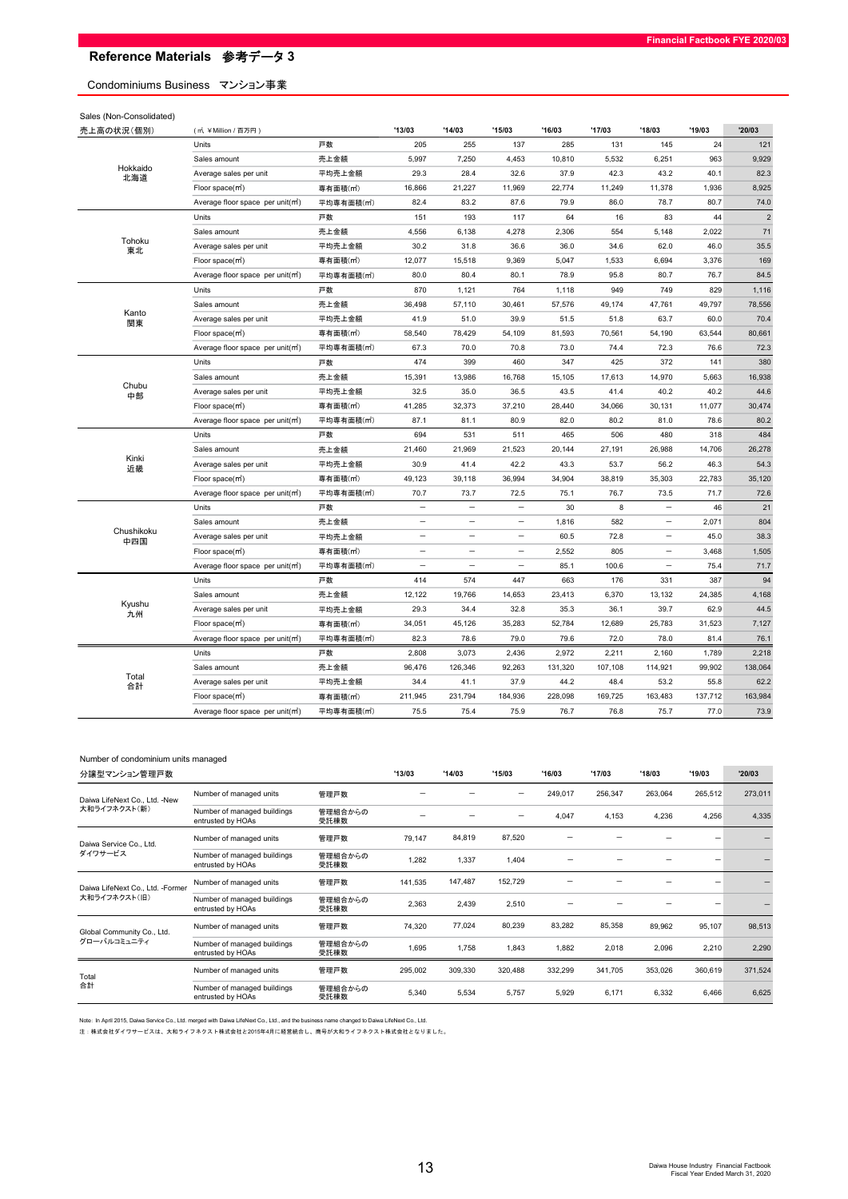## Reference Materials　参考データ 3

### Condominiums Business　マンション事業

Sales (Non-Consolidated)

| 売上高の状況（個別） | (㎡, ¥Million / 百万円) | | '13/03 | '14/03 | '15/03 | '16/03 | '17/03 | '18/03 | '19/03 | '20/03 |
|---|---|---|---|---|---|---|---|---|---|---|
| Hokkaido 北海道 | Units | 戸数 | 205 | 255 | 137 | 285 | 131 | 145 | 24 | 121 |
| | Sales amount | 売上金額 | 5,997 | 7,250 | 4,453 | 10,810 | 5,532 | 6,251 | 963 | 9,929 |
| | Average sales per unit | 平均売上金額 | 29.3 | 28.4 | 32.6 | 37.9 | 42.3 | 43.2 | 40.1 | 82.3 |
| | Floor space(㎡) | 専有面積(㎡) | 16,866 | 21,227 | 11,969 | 22,774 | 11,249 | 11,378 | 1,936 | 8,925 |
| | Average floor space per unit(㎡) | 平均専有面積(㎡) | 82.4 | 83.2 | 87.6 | 79.9 | 86.0 | 78.7 | 80.7 | 74.0 |
| Tohoku 東北 | Units | 戸数 | 151 | 193 | 117 | 64 | 16 | 83 | 44 | 2 |
| | Sales amount | 売上金額 | 4,556 | 6,138 | 4,278 | 2,306 | 554 | 5,148 | 2,022 | 71 |
| | Average sales per unit | 平均売上金額 | 30.2 | 31.8 | 36.6 | 36.0 | 34.6 | 62.0 | 46.0 | 35.5 |
| | Floor space(㎡) | 専有面積(㎡) | 12,077 | 15,518 | 9,369 | 5,047 | 1,533 | 6,694 | 3,376 | 169 |
| | Average floor space per unit(㎡) | 平均専有面積(㎡) | 80.0 | 80.4 | 80.1 | 78.9 | 95.8 | 80.7 | 76.7 | 84.5 |
| Kanto 関東 | Units | 戸数 | 870 | 1,121 | 764 | 1,118 | 949 | 749 | 829 | 1,116 |
| | Sales amount | 売上金額 | 36,498 | 57,110 | 30,461 | 57,576 | 49,174 | 47,761 | 49,797 | 78,556 |
| | Average sales per unit | 平均売上金額 | 41.9 | 51.0 | 39.9 | 51.5 | 51.8 | 63.7 | 60.0 | 70.4 |
| | Floor space(㎡) | 専有面積(㎡) | 58,540 | 78,429 | 54,109 | 81,593 | 70,561 | 54,190 | 63,544 | 80,661 |
| | Average floor space per unit(㎡) | 平均専有面積(㎡) | 67.3 | 70.0 | 70.8 | 73.0 | 74.4 | 72.3 | 76.6 | 72.3 |
| Chubu 中部 | Units | 戸数 | 474 | 399 | 460 | 347 | 425 | 372 | 141 | 380 |
| | Sales amount | 売上金額 | 15,391 | 13,986 | 16,768 | 15,105 | 17,613 | 14,970 | 5,663 | 16,938 |
| | Average sales per unit | 平均売上金額 | 32.5 | 35.0 | 36.5 | 43.5 | 41.4 | 40.2 | 40.2 | 44.6 |
| | Floor space(㎡) | 専有面積(㎡) | 41,285 | 32,373 | 37,210 | 28,440 | 34,066 | 30,131 | 11,077 | 30,474 |
| | Average floor space per unit(㎡) | 平均専有面積(㎡) | 87.1 | 81.1 | 80.9 | 82.0 | 80.2 | 81.0 | 78.6 | 80.2 |
| Kinki 近畿 | Units | 戸数 | 694 | 531 | 511 | 465 | 506 | 480 | 318 | 484 |
| | Sales amount | 売上金額 | 21,460 | 21,969 | 21,523 | 20,144 | 27,191 | 26,988 | 14,706 | 26,278 |
| | Average sales per unit | 平均売上金額 | 30.9 | 41.4 | 42.2 | 43.3 | 53.7 | 56.2 | 46.3 | 54.3 |
| | Floor space(㎡) | 専有面積(㎡) | 49,123 | 39,118 | 36,994 | 34,904 | 38,819 | 35,303 | 22,783 | 35,120 |
| | Average floor space per unit(㎡) | 平均専有面積(㎡) | 70.7 | 73.7 | 72.5 | 75.1 | 76.7 | 73.5 | 71.7 | 72.6 |
| Chushikoku 中四国 | Units | 戸数 | – | – | – | 30 | 8 | – | 46 | 21 |
| | Sales amount | 売上金額 | – | – | – | 1,816 | 582 | – | 2,071 | 804 |
| | Average sales per unit | 平均売上金額 | – | – | – | 60.5 | 72.8 | – | 45.0 | 38.3 |
| | Floor space(㎡) | 専有面積(㎡) | – | – | – | 2,552 | 805 | – | 3,468 | 1,505 |
| | Average floor space per unit(㎡) | 平均専有面積(㎡) | – | – | – | 85.1 | 100.6 | – | 75.4 | 71.7 |
| Kyushu 九州 | Units | 戸数 | 414 | 574 | 447 | 663 | 176 | 331 | 387 | 94 |
| | Sales amount | 売上金額 | 12,122 | 19,766 | 14,653 | 23,413 | 6,370 | 13,132 | 24,385 | 4,168 |
| | Average sales per unit | 平均売上金額 | 29.3 | 34.4 | 32.8 | 35.3 | 36.1 | 39.7 | 62.9 | 44.5 |
| | Floor space(㎡) | 専有面積(㎡) | 34,051 | 45,126 | 35,283 | 52,784 | 12,689 | 25,783 | 31,523 | 7,127 |
| | Average floor space per unit(㎡) | 平均専有面積(㎡) | 82.3 | 78.6 | 79.0 | 79.6 | 72.0 | 78.0 | 81.4 | 76.1 |
| Total 合計 | Units | 戸数 | 2,808 | 3,073 | 2,436 | 2,972 | 2,211 | 2,160 | 1,789 | 2,218 |
| | Sales amount | 売上金額 | 96,476 | 126,346 | 92,263 | 131,320 | 107,108 | 114,921 | 99,902 | 138,064 |
| | Average sales per unit | 平均売上金額 | 34.4 | 41.1 | 37.9 | 44.2 | 48.4 | 53.2 | 55.8 | 62.2 |
| | Floor space(㎡) | 専有面積(㎡) | 211,945 | 231,794 | 184,936 | 228,098 | 169,725 | 163,483 | 137,712 | 163,984 |
| | Average floor space per unit(㎡) | 平均専有面積(㎡) | 75.5 | 75.4 | 75.9 | 76.7 | 76.8 | 75.7 | 77.0 | 73.9 |

Number of condominium units managed

| 分譲型マンション管理戸数 | | | '13/03 | '14/03 | '15/03 | '16/03 | '17/03 | '18/03 | '19/03 | '20/03 |
|---|---|---|---|---|---|---|---|---|---|---|
| Daiwa LifeNext Co., Ltd. -New 大和ライフネクスト(新) | Number of managed units | 管理戸数 | – | – | – | 249,017 | 256,347 | 263,064 | 265,512 | 273,011 |
| | Number of managed buildings entrusted by HOAs | 管理組合からの受託棟数 | – | – | – | 4,047 | 4,153 | 4,236 | 4,256 | 4,335 |
| Daiwa Service Co., Ltd. ダイワサービス | Number of managed units | 管理戸数 | 79,147 | 84,819 | 87,520 | – | – | – | – | – |
| | Number of managed buildings entrusted by HOAs | 管理組合からの受託棟数 | 1,282 | 1,337 | 1,404 | – | – | – | – | – |
| Daiwa LifeNext Co., Ltd. -Former 大和ライフネクスト(旧) | Number of managed units | 管理戸数 | 141,535 | 147,487 | 152,729 | – | – | – | – | – |
| | Number of managed buildings entrusted by HOAs | 管理組合からの受託棟数 | 2,363 | 2,439 | 2,510 | – | – | – | – | – |
| Global Community Co., Ltd. グローバルコミュニティ | Number of managed units | 管理戸数 | 74,320 | 77,024 | 80,239 | 83,282 | 85,358 | 89,962 | 95,107 | 98,513 |
| | Number of managed buildings entrusted by HOAs | 管理組合からの受託棟数 | 1,695 | 1,758 | 1,843 | 1,882 | 2,018 | 2,096 | 2,210 | 2,290 |
| Total 合計 | Number of managed units | 管理戸数 | 295,002 | 309,330 | 320,488 | 332,299 | 341,705 | 353,026 | 360,619 | 371,524 |
| | Number of managed buildings entrusted by HOAs | 管理組合からの受託棟数 | 5,340 | 5,534 | 5,757 | 5,929 | 6,171 | 6,332 | 6,466 | 6,625 |

Note: In April 2015, Daiwa Service Co., Ltd. merged with Daiwa LifeNext Co., Ltd., and the business name changed to Daiwa LifeNext Co., Ltd.

注：株式会社ダイワサービスは、大和ライフネクスト株式会社と2015年4月に経営統合し、商号が大和ライフネクスト株式会社となりました。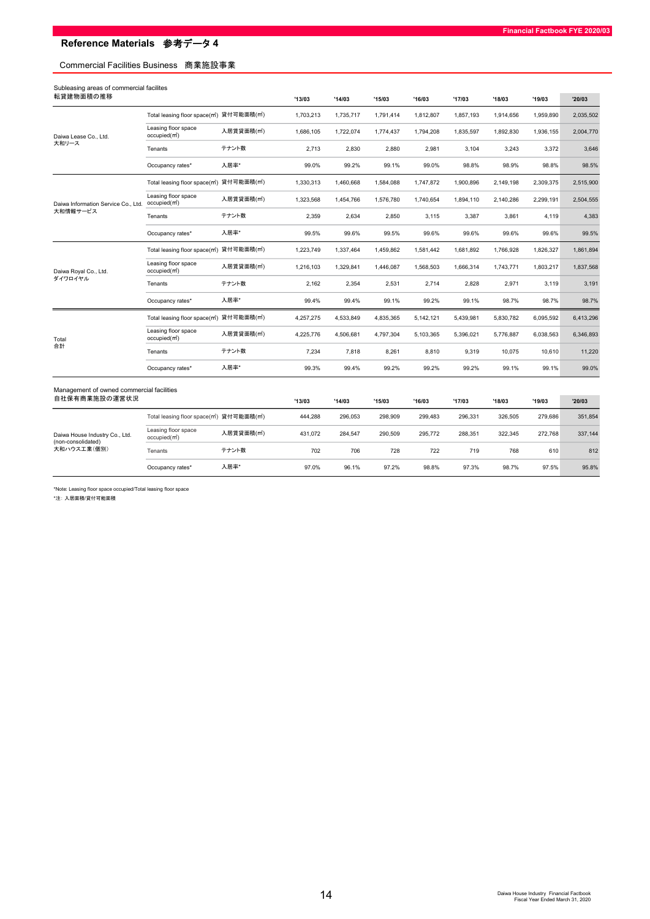## Reference Materials 参考データ 4

### Commercial Facilities Business 商業施設事業

Subleasing areas of commercial facilites
転貸建物面積の推移

| | | | '13/03 | '14/03 | '15/03 | '16/03 | '17/03 | '18/03 | '19/03 | '20/03 |
|---|---|---|---|---|---|---|---|---|---|---|
| Daiwa Lease Co., Ltd. 大和リース | Total leasing floor space(㎡) | 貸付可能面積(㎡) | 1,703,213 | 1,735,717 | 1,791,414 | 1,812,807 | 1,857,193 | 1,914,656 | 1,959,890 | 2,035,502 |
| | Leasing floor space occupied(㎡) | 入居賃貸面積(㎡) | 1,686,105 | 1,722,074 | 1,774,437 | 1,794,208 | 1,835,597 | 1,892,830 | 1,936,155 | 2,004,770 |
| | Tenants | テナント数 | 2,713 | 2,830 | 2,880 | 2,981 | 3,104 | 3,243 | 3,372 | 3,646 |
| | Occupancy rates* | 入居率* | 99.0% | 99.2% | 99.1% | 99.0% | 98.8% | 98.9% | 98.8% | 98.5% |
| Daiwa Information Service Co., Ltd. 大和情報サービス | Total leasing floor space(㎡) | 貸付可能面積(㎡) | 1,330,313 | 1,460,668 | 1,584,088 | 1,747,872 | 1,900,896 | 2,149,198 | 2,309,375 | 2,515,900 |
| | Leasing floor space occupied(㎡) | 入居賃貸面積(㎡) | 1,323,568 | 1,454,766 | 1,576,780 | 1,740,654 | 1,894,110 | 2,140,286 | 2,299,191 | 2,504,555 |
| | Tenants | テナント数 | 2,359 | 2,634 | 2,850 | 3,115 | 3,387 | 3,861 | 4,119 | 4,383 |
| | Occupancy rates* | 入居率* | 99.5% | 99.6% | 99.5% | 99.6% | 99.6% | 99.6% | 99.6% | 99.5% |
| Daiwa Royal Co., Ltd. ダイワロイヤル | Total leasing floor space(㎡) | 貸付可能面積(㎡) | 1,223,749 | 1,337,464 | 1,459,862 | 1,581,442 | 1,681,892 | 1,766,928 | 1,826,327 | 1,861,894 |
| | Leasing floor space occupied(㎡) | 入居賃貸面積(㎡) | 1,216,103 | 1,329,841 | 1,446,087 | 1,568,503 | 1,666,314 | 1,743,771 | 1,803,217 | 1,837,568 |
| | Tenants | テナント数 | 2,162 | 2,354 | 2,531 | 2,714 | 2,828 | 2,971 | 3,119 | 3,191 |
| | Occupancy rates* | 入居率* | 99.4% | 99.4% | 99.1% | 99.2% | 99.1% | 98.7% | 98.7% | 98.7% |
| Total 合計 | Total leasing floor space(㎡) | 貸付可能面積(㎡) | 4,257,275 | 4,533,849 | 4,835,365 | 5,142,121 | 5,439,981 | 5,830,782 | 6,095,592 | 6,413,296 |
| | Leasing floor space occupied(㎡) | 入居賃貸面積(㎡) | 4,225,776 | 4,506,681 | 4,797,304 | 5,103,365 | 5,396,021 | 5,776,887 | 6,038,563 | 6,346,893 |
| | Tenants | テナント数 | 7,234 | 7,818 | 8,261 | 8,810 | 9,319 | 10,075 | 10,610 | 11,220 |
| | Occupancy rates* | 入居率* | 99.3% | 99.4% | 99.2% | 99.2% | 99.2% | 99.1% | 99.1% | 99.0% |

Management of owned commercial facilities
自社保有商業施設の運営状況

| | | | '13/03 | '14/03 | '15/03 | '16/03 | '17/03 | '18/03 | '19/03 | '20/03 |
|---|---|---|---|---|---|---|---|---|---|---|
| Daiwa House Industry Co., Ltd. (non-consolidated) 大和ハウス工業(個別) | Total leasing floor space(㎡) | 貸付可能面積(㎡) | 444,288 | 296,053 | 298,909 | 299,483 | 296,331 | 326,505 | 279,686 | 351,854 |
| | Leasing floor space occupied(㎡) | 入居賃貸面積(㎡) | 431,072 | 284,547 | 290,509 | 295,772 | 288,351 | 322,345 | 272,768 | 337,144 |
| | Tenants | テナント数 | 702 | 706 | 728 | 722 | 719 | 768 | 610 | 812 |
| | Occupancy rates* | 入居率* | 97.0% | 96.1% | 97.2% | 98.8% | 97.3% | 98.7% | 97.5% | 95.8% |

*Note: Leasing floor space occupied/Total leasing floor space
*注：入居面積/貸付可能面積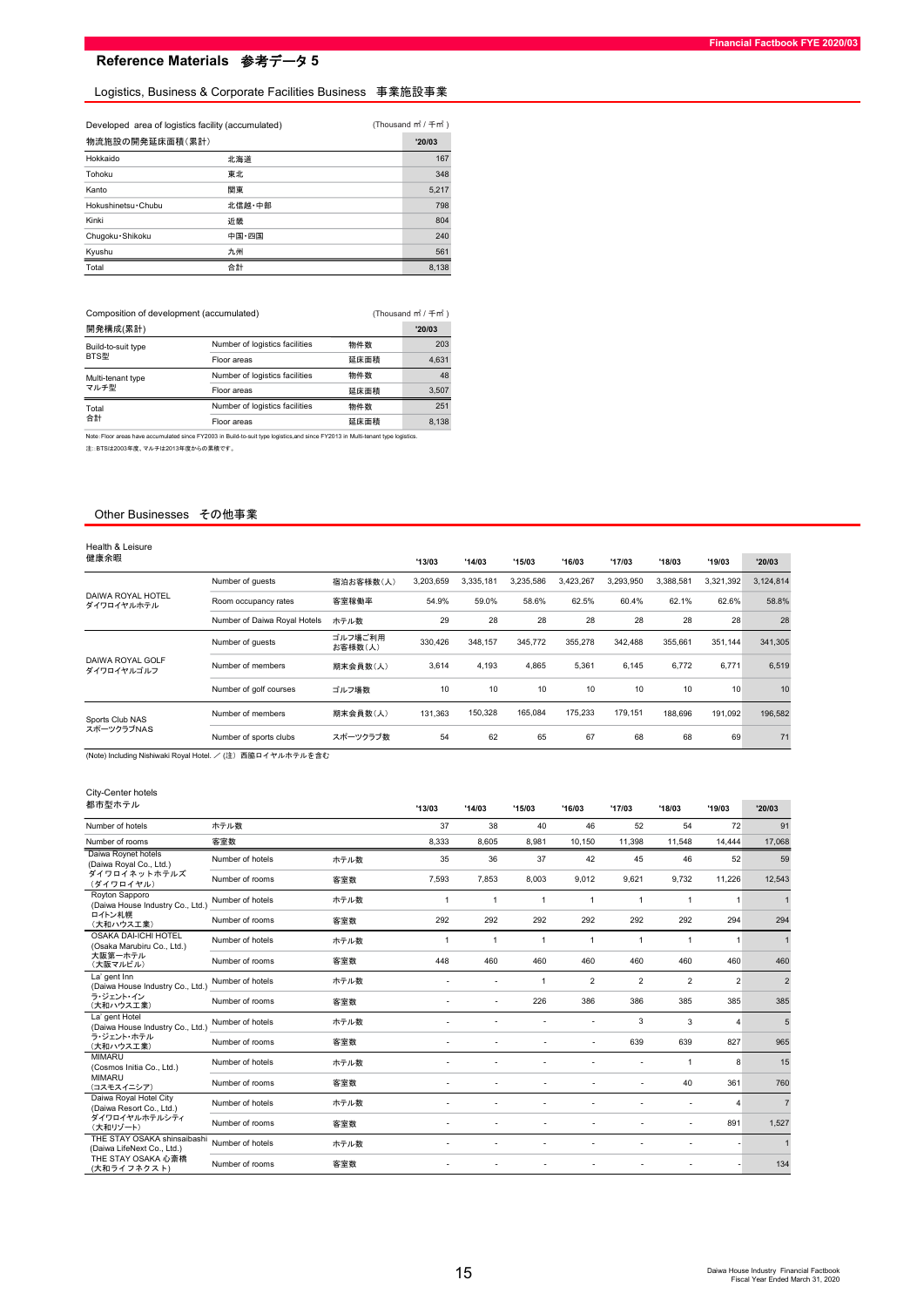# Reference Materials　参考データ 5

## Logistics, Business & Corporate Facilities Business　事業施設事業

Developed area of logistics facility (accumulated)　(Thousand ㎡ / 千㎡)

| 物流施設の開発延床面積(累計) | | '20/03 |
|---|---|---|
| Hokkaido | 北海道 | 167 |
| Tohoku | 東北 | 348 |
| Kanto | 関東 | 5,217 |
| Hokushinetsu･Chubu | 北信越･中部 | 798 |
| Kinki | 近畿 | 804 |
| Chugoku･Shikoku | 中国･四国 | 240 |
| Kyushu | 九州 | 561 |
| Total | 合計 | 8,138 |

Composition of development (accumulated)　(Thousand ㎡ / 千㎡)

| 開発構成(累計) | | | '20/03 |
|---|---|---|---|
| Build-to-suit type BTS型 | Number of logistics facilities | 物件数 | 203 |
| | Floor areas | 延床面積 | 4,631 |
| Multi-tenant type マルチ型 | Number of logistics facilities | 物件数 | 48 |
| | Floor areas | 延床面積 | 3,507 |
| Total 合計 | Number of logistics facilities | 物件数 | 251 |
| | Floor areas | 延床面積 | 8,138 |

Note: Floor areas have accumulated since FY2003 in Build-to-suit type logistics,and since FY2013 in Multi-tenant type logistics.

注：BTSは2003年度、マルチは2013年度からの累積です。

## Other Businesses　その他事業

Health & Leisure 健康余暇

| | | | '13/03 | '14/03 | '15/03 | '16/03 | '17/03 | '18/03 | '19/03 | '20/03 |
|---|---|---|---|---|---|---|---|---|---|---|
| DAIWA ROYAL HOTEL ダイワロイヤルホテル | Number of guests | 宿泊お客様数(人) | 3,203,659 | 3,335,181 | 3,235,586 | 3,423,267 | 3,293,950 | 3,388,581 | 3,321,392 | 3,124,814 |
| | Room occupancy rates | 客室稼働率 | 54.9% | 59.0% | 58.6% | 62.5% | 60.4% | 62.1% | 62.6% | 58.8% |
| | Number of Daiwa Royal Hotels | ホテル数 | 29 | 28 | 28 | 28 | 28 | 28 | 28 | 28 |
| DAIWA ROYAL GOLF ダイワロイヤルゴルフ | Number of guests | ゴルフ場ご利用お客様数(人) | 330,426 | 348,157 | 345,772 | 355,278 | 342,488 | 355,661 | 351,144 | 341,305 |
| | Number of members | 期末会員数(人) | 3,614 | 4,193 | 4,865 | 5,361 | 6,145 | 6,772 | 6,771 | 6,519 |
| | Number of golf courses | ゴルフ場数 | 10 | 10 | 10 | 10 | 10 | 10 | 10 | 10 |
| Sports Club NAS スポーツクラブNAS | Number of members | 期末会員数(人) | 131,363 | 150,328 | 165,084 | 175,233 | 179,151 | 188,696 | 191,092 | 196,582 |
| | Number of sports clubs | スポーツクラブ数 | 54 | 62 | 65 | 67 | 68 | 68 | 69 | 71 |

(Note) Including Nishiwaki Royal Hotel. ／ (注) 西脇ロイヤルホテルを含む

City-Center hotels 都市型ホテル

| | | | '13/03 | '14/03 | '15/03 | '16/03 | '17/03 | '18/03 | '19/03 | '20/03 |
|---|---|---|---|---|---|---|---|---|---|---|
| Number of hotels | ホテル数 | | 37 | 38 | 40 | 46 | 52 | 54 | 72 | 91 |
| Number of rooms | 客室数 | | 8,333 | 8,605 | 8,981 | 10,150 | 11,398 | 11,548 | 14,444 | 17,068 |
| Daiwa Roynet hotels (Daiwa Royal Co., Ltd.) ダイワロイネットホテルズ (ダイワロイヤル) | Number of hotels | ホテル数 | 35 | 36 | 37 | 42 | 45 | 46 | 52 | 59 |
| | Number of rooms | 客室数 | 7,593 | 7,853 | 8,003 | 9,012 | 9,621 | 9,732 | 11,226 | 12,543 |
| Royton Sapporo (Daiwa House Industry Co., Ltd.) ロイトン札幌 (大和ハウス工業) | Number of hotels | ホテル数 | 1 | 1 | 1 | 1 | 1 | 1 | 1 | 1 |
| | Number of rooms | 客室数 | 292 | 292 | 292 | 292 | 292 | 292 | 294 | 294 |
| OSAKA DAI-ICHI HOTEL (Osaka Marubiru Co., Ltd.) 大阪第一ホテル (大阪マルビル) | Number of hotels | ホテル数 | 1 | 1 | 1 | 1 | 1 | 1 | 1 | 1 |
| | Number of rooms | 客室数 | 448 | 460 | 460 | 460 | 460 | 460 | 460 | 460 |
| La`gent Inn (Daiwa House Industry Co., Ltd.) ラ･ジェント･イン (大和ハウス工業) | Number of hotels | ホテル数 | - | - | 1 | 2 | 2 | 2 | 2 | 2 |
| | Number of rooms | 客室数 | - | - | 226 | 386 | 386 | 385 | 385 | 385 |
| La`gent Hotel (Daiwa House Industry Co., Ltd.) ラ･ジェント･ホテル (大和ハウス工業) | Number of hotels | ホテル数 | - | - | - | - | 3 | 3 | 4 | 5 |
| | Number of rooms | 客室数 | - | - | - | - | 639 | 639 | 827 | 965 |
| MIMARU (Cosmos Initia Co., Ltd.) MIMARU (コスモスイニシア) | Number of hotels | ホテル数 | - | - | - | - | - | 1 | 8 | 15 |
| | Number of rooms | 客室数 | - | - | - | - | - | 40 | 361 | 760 |
| Daiwa Royal Hotel City (Daiwa Resort Co., Ltd.) ダイワロイヤルホテルシティ (大和リゾート) | Number of hotels | ホテル数 | - | - | - | - | - | - | 4 | 7 |
| | Number of rooms | 客室数 | - | - | - | - | - | - | 891 | 1,527 |
| THE STAY OSAKA shinsaibashi (Daiwa LifeNext Co., Ltd.) THE STAY OSAKA 心斎橋 (大和ライフネクスト) | Number of hotels | ホテル数 | - | - | - | - | - | - | - | 1 |
| | Number of rooms | 客室数 | - | - | - | - | - | - | - | 134 |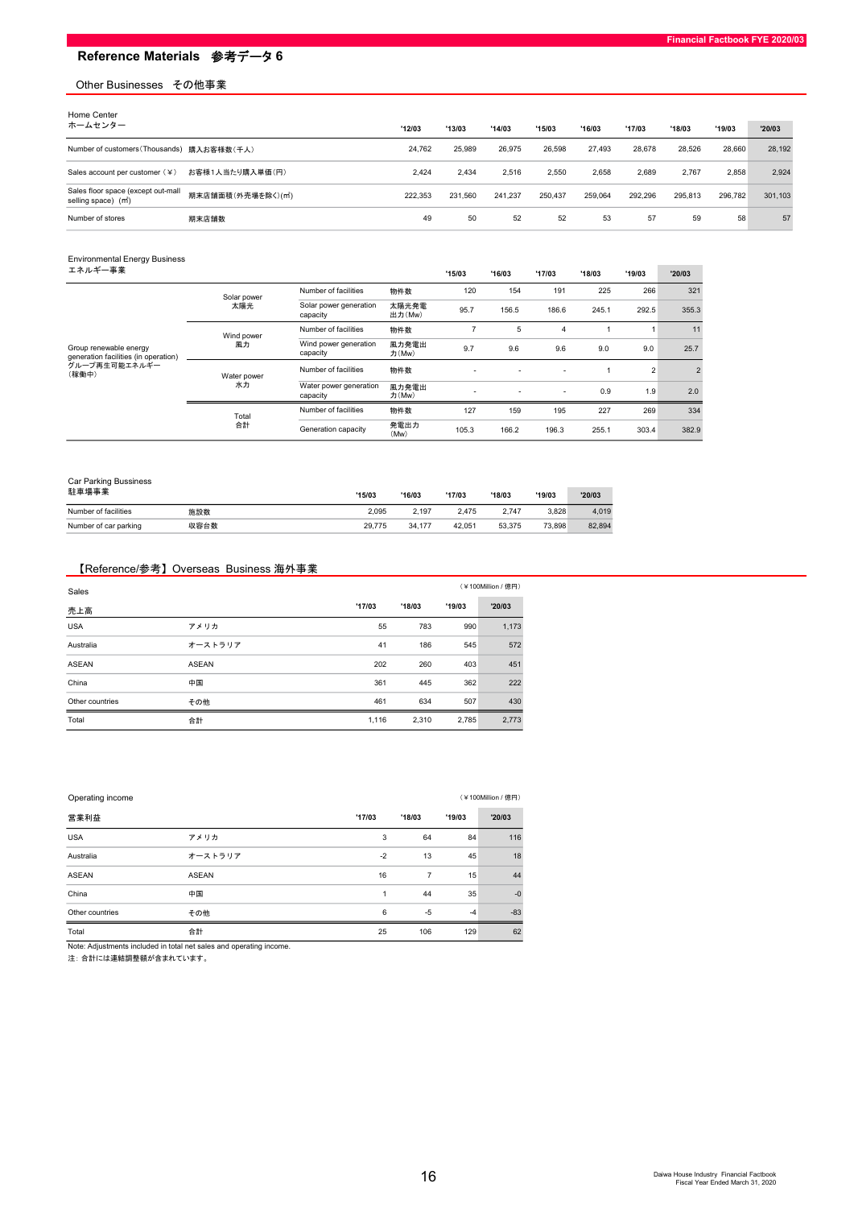# Reference Materials　参考データ 6

## Other Businesses　その他事業

### Home Center ホームセンター

| | | '12/03 | '13/03 | '14/03 | '15/03 | '16/03 | '17/03 | '18/03 | '19/03 | '20/03 |
|---|---|---|---|---|---|---|---|---|---|---|
| Number of customers(Thousands) | 購入お客様数(千人) | 24,762 | 25,989 | 26,975 | 26,598 | 27,493 | 28,678 | 28,526 | 28,660 | 28,192 |
| Sales account per customer（¥） | お客様1人当たり購入単価(円) | 2,424 | 2,434 | 2,516 | 2,550 | 2,658 | 2,689 | 2,767 | 2,858 | 2,924 |
| Sales floor space (except out-mall selling space) (㎡) | 期末店舗面積(外売場を除く)(㎡) | 222,353 | 231,560 | 241,237 | 250,437 | 259,064 | 292,296 | 295,813 | 296,782 | 301,103 |
| Number of stores | 期末店舗数 | 49 | 50 | 52 | 52 | 53 | 57 | 59 | 58 | 57 |

### Environmental Energy Business エネルギー事業

| | | | | '15/03 | '16/03 | '17/03 | '18/03 | '19/03 | '20/03 |
|---|---|---|---|---|---|---|---|---|---|
| Group renewable energy generation facilities (in operation) グループ再生可能エネルギー(稼働中) | Solar power 太陽光 | Number of facilities | 物件数 | 120 | 154 | 191 | 225 | 266 | 321 |
| | | Solar power generation capacity | 太陽光発電出力(Mw) | 95.7 | 156.5 | 186.6 | 245.1 | 292.5 | 355.3 |
| | Wind power 風力 | Number of facilities | 物件数 | 7 | 5 | 4 | 1 | 1 | 11 |
| | | Wind power generation capacity | 風力発電出力(Mw) | 9.7 | 9.6 | 9.6 | 9.0 | 9.0 | 25.7 |
| | Water power 水力 | Number of facilities | 物件数 | - | - | - | 1 | 2 | 2 |
| | | Water power generation capacity | 風力発電出力(Mw) | - | - | - | 0.9 | 1.9 | 2.0 |
| | Total 合計 | Number of facilities | 物件数 | 127 | 159 | 195 | 227 | 269 | 334 |
| | | Generation capacity | 発電出力(Mw) | 105.3 | 166.2 | 196.3 | 255.1 | 303.4 | 382.9 |

### Car Parking Bussiness 駐車場事業

| | | '15/03 | '16/03 | '17/03 | '18/03 | '19/03 | '20/03 |
|---|---|---|---|---|---|---|---|
| Number of facilities | 施設数 | 2,095 | 2,197 | 2,475 | 2,747 | 3,828 | 4,019 |
| Number of car parking | 収容台数 | 29,775 | 34,177 | 42,051 | 53,375 | 73,898 | 82,894 |

## 【Reference/参考】Overseas Business 海外事業

（¥100Million / 億円）

| Sales 売上高 | | '17/03 | '18/03 | '19/03 | '20/03 |
|---|---|---|---|---|---|
| USA | アメリカ | 55 | 783 | 990 | 1,173 |
| Australia | オーストラリア | 41 | 186 | 545 | 572 |
| ASEAN | ASEAN | 202 | 260 | 403 | 451 |
| China | 中国 | 361 | 445 | 362 | 222 |
| Other countries | その他 | 461 | 634 | 507 | 430 |
| Total | 合計 | 1,116 | 2,310 | 2,785 | 2,773 |

（¥100Million / 億円）

| Operating income 営業利益 | | '17/03 | '18/03 | '19/03 | '20/03 |
|---|---|---|---|---|---|
| USA | アメリカ | 3 | 64 | 84 | 116 |
| Australia | オーストラリア | -2 | 13 | 45 | 18 |
| ASEAN | ASEAN | 16 | 7 | 15 | 44 |
| China | 中国 | 1 | 44 | 35 | -0 |
| Other countries | その他 | 6 | -5 | -4 | -83 |
| Total | 合計 | 25 | 106 | 129 | 62 |

Note: Adjustments included in total net sales and operating income.
注: 合計には連結調整額が含まれています。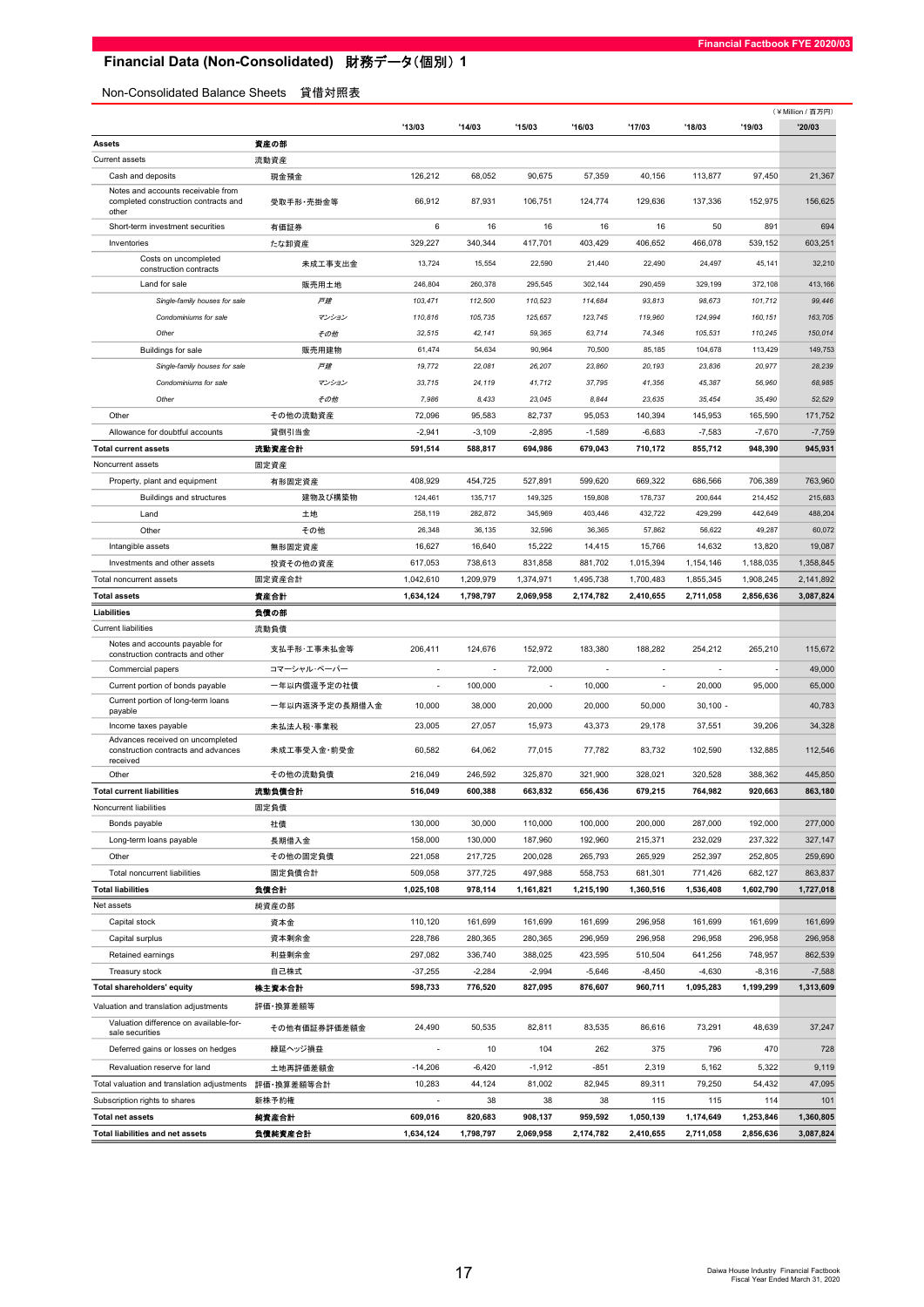# Financial Data (Non-Consolidated) 財務データ(個別) 1

## Non-Consolidated Balance Sheets 貸借対照表

(￥Million / 百万円)

| | | '13/03 | '14/03 | '15/03 | '16/03 | '17/03 | '18/03 | '19/03 | '20/03 |
|---|---|---|---|---|---|---|---|---|---|
| **Assets** | **資産の部** | | | | | | | | |
| Current assets | 流動資産 | | | | | | | | |
| Cash and deposits | 現金預金 | 126,212 | 68,052 | 90,675 | 57,359 | 40,156 | 113,877 | 97,450 | 21,367 |
| Notes and accounts receivable from completed construction contracts and other | 受取手形･売掛金等 | 66,912 | 87,931 | 106,751 | 124,774 | 129,636 | 137,336 | 152,975 | 156,625 |
| Short-term investment securities | 有価証券 | 6 | 16 | 16 | 16 | 16 | 50 | 891 | 694 |
| Inventories | たな卸資産 | 329,227 | 340,344 | 417,701 | 403,429 | 406,652 | 466,078 | 539,152 | 603,251 |
| Costs on uncompleted construction contracts | 未成工事支出金 | 13,724 | 15,554 | 22,590 | 21,440 | 22,490 | 24,497 | 45,141 | 32,210 |
| Land for sale | 販売用土地 | 246,804 | 260,378 | 295,545 | 302,144 | 290,459 | 329,199 | 372,108 | 413,166 |
| *Single-family houses for sale* | *戸建* | *103,471* | *112,500* | *110,523* | *114,684* | *93,813* | *98,673* | *101,712* | *99,446* |
| *Condominiums for sale* | *マンション* | *110,816* | *105,735* | *125,657* | *123,745* | *119,960* | *124,994* | *160,151* | *163,705* |
| *Other* | *その他* | *32,515* | *42,141* | *59,365* | *63,714* | *74,346* | *105,531* | *110,245* | *150,014* |
| Buildings for sale | 販売用建物 | 61,474 | 54,634 | 90,964 | 70,500 | 85,185 | 104,678 | 113,429 | 149,753 |
| *Single-family houses for sale* | *戸建* | *19,772* | *22,081* | *26,207* | *23,860* | *20,193* | *23,836* | *20,977* | *28,239* |
| *Condominiums for sale* | *マンション* | *33,715* | *24,119* | *41,712* | *37,795* | *41,356* | *45,387* | *56,960* | *68,985* |
| *Other* | *その他* | *7,986* | *8,433* | *23,045* | *8,844* | *23,635* | *35,454* | *35,490* | *52,529* |
| Other | その他の流動資産 | 72,096 | 95,583 | 82,737 | 95,053 | 140,394 | 145,953 | 165,590 | 171,752 |
| Allowance for doubtful accounts | 貸倒引当金 | -2,941 | -3,109 | -2,895 | -1,589 | -6,683 | -7,583 | -7,670 | -7,759 |
| **Total current assets** | **流動資産合計** | **591,514** | **588,817** | **694,986** | **679,043** | **710,172** | **855,712** | **948,390** | **945,931** |
| Noncurrent assets | 固定資産 | | | | | | | | |
| Property, plant and equipment | 有形固定資産 | 408,929 | 454,725 | 527,891 | 599,620 | 669,322 | 686,566 | 706,389 | 763,960 |
| Buildings and structures | 建物及び構築物 | 124,461 | 135,717 | 149,325 | 159,808 | 178,737 | 200,644 | 214,452 | 215,683 |
| Land | 土地 | 258,119 | 282,872 | 345,969 | 403,446 | 432,722 | 429,299 | 442,649 | 488,204 |
| Other | その他 | 26,348 | 36,135 | 32,596 | 36,365 | 57,862 | 56,622 | 49,287 | 60,072 |
| Intangible assets | 無形固定資産 | 16,627 | 16,640 | 15,222 | 14,415 | 15,766 | 14,632 | 13,820 | 19,087 |
| Investments and other assets | 投資その他の資産 | 617,053 | 738,613 | 831,858 | 881,702 | 1,015,394 | 1,154,146 | 1,188,035 | 1,358,845 |
| Total noncurrent assets | 固定資産合計 | 1,042,610 | 1,209,979 | 1,374,971 | 1,495,738 | 1,700,483 | 1,855,345 | 1,908,245 | 2,141,892 |
| **Total assets** | **資産合計** | **1,634,124** | **1,798,797** | **2,069,958** | **2,174,782** | **2,410,655** | **2,711,058** | **2,856,636** | **3,087,824** |
| **Liabilities** | **負債の部** | | | | | | | | |
| Current liabilities | 流動負債 | | | | | | | | |
| Notes and accounts payable for construction contracts and other | 支払手形･工事未払金等 | 206,411 | 124,676 | 152,972 | 183,380 | 188,282 | 254,212 | 265,210 | 115,672 |
| Commercial papers | コマーシャル･ペーパー | - | - | 72,000 | - | - | - | - | 49,000 |
| Current portion of bonds payable | 一年以内償還予定の社債 | - | 100,000 | - | 10,000 | - | 20,000 | 95,000 | 65,000 |
| Current portion of long-term loans payable | 一年以内返済予定の長期借入金 | 10,000 | 38,000 | 20,000 | 20,000 | 50,000 | 30,100 | - | 40,783 |
| Income taxes payable | 未払法人税･事業税 | 23,005 | 27,057 | 15,973 | 43,373 | 29,178 | 37,551 | 39,206 | 34,328 |
| Advances received on uncompleted construction contracts and advances received | 未成工事受入金･前受金 | 60,582 | 64,062 | 77,015 | 77,782 | 83,732 | 102,590 | 132,885 | 112,546 |
| Other | その他の流動負債 | 216,049 | 246,592 | 325,870 | 321,900 | 328,021 | 320,528 | 388,362 | 445,850 |
| **Total current liabilities** | **流動負債合計** | **516,049** | **600,388** | **663,832** | **656,436** | **679,215** | **764,982** | **920,663** | **863,180** |
| Noncurrent liabilities | 固定負債 | | | | | | | | |
| Bonds payable | 社債 | 130,000 | 30,000 | 110,000 | 100,000 | 200,000 | 287,000 | 192,000 | 277,000 |
| Long-term loans payable | 長期借入金 | 158,000 | 130,000 | 187,960 | 192,960 | 215,371 | 232,029 | 237,322 | 327,147 |
| Other | その他の固定負債 | 221,058 | 217,725 | 200,028 | 265,793 | 265,929 | 252,397 | 252,805 | 259,690 |
| Total noncurrent liabilities | 固定負債合計 | 509,058 | 377,725 | 497,988 | 558,753 | 681,301 | 771,426 | 682,127 | 863,837 |
| **Total liabilities** | **負債合計** | **1,025,108** | **978,114** | **1,161,821** | **1,215,190** | **1,360,516** | **1,536,408** | **1,602,790** | **1,727,018** |
| Net assets | 純資産の部 | | | | | | | | |
| Capital stock | 資本金 | 110,120 | 161,699 | 161,699 | 161,699 | 296,958 | 161,699 | 161,699 | 161,699 |
| Capital surplus | 資本剰余金 | 228,786 | 280,365 | 280,365 | 296,959 | 296,958 | 296,958 | 296,958 | 296,958 |
| Retained earnings | 利益剰余金 | 297,082 | 336,740 | 388,025 | 423,595 | 510,504 | 641,256 | 748,957 | 862,539 |
| Treasury stock | 自己株式 | -37,255 | -2,284 | -2,994 | -5,646 | -8,450 | -4,630 | -8,316 | -7,588 |
| **Total shareholders' equity** | **株主資本合計** | **598,733** | **776,520** | **827,095** | **876,607** | **960,711** | **1,095,283** | **1,199,299** | **1,313,609** |
| Valuation and translation adjustments | 評価･換算差額等 | | | | | | | | |
| Valuation difference on available-for-sale securities | その他有価証券評価差額金 | 24,490 | 50,535 | 82,811 | 83,535 | 86,616 | 73,291 | 48,639 | 37,247 |
| Deferred gains or losses on hedges | 繰延ヘッジ損益 | - | 10 | 104 | 262 | 375 | 796 | 470 | 728 |
| Revaluation reserve for land | 土地再評価差額金 | -14,206 | -6,420 | -1,912 | -851 | 2,319 | 5,162 | 5,322 | 9,119 |
| Total valuation and translation adjustments | 評価･換算差額等合計 | 10,283 | 44,124 | 81,002 | 82,945 | 89,311 | 79,250 | 54,432 | 47,095 |
| Subscription rights to shares | 新株予約権 | - | 38 | 38 | 38 | 115 | 115 | 114 | 101 |
| **Total net assets** | **純資産合計** | **609,016** | **820,683** | **908,137** | **959,592** | **1,050,139** | **1,174,649** | **1,253,846** | **1,360,805** |
| **Total liabilities and net assets** | **負債純資産合計** | **1,634,124** | **1,798,797** | **2,069,958** | **2,174,782** | **2,410,655** | **2,711,058** | **2,856,636** | **3,087,824** |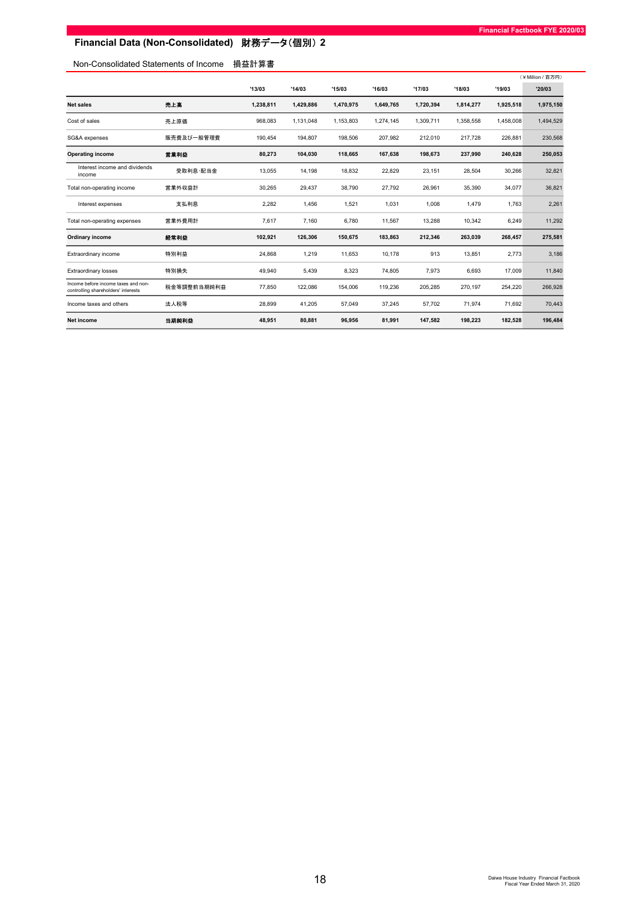# Financial Data (Non-Consolidated) 財務データ（個別）2

## Non-Consolidated Statements of Income 損益計算書

（¥ Million / 百万円）

| | | '13/03 | '14/03 | '15/03 | '16/03 | '17/03 | '18/03 | '19/03 | '20/03 |
|---|---|---|---|---|---|---|---|---|---|
| **Net sales** | **売上高** | **1,238,811** | **1,429,886** | **1,470,975** | **1,649,765** | **1,720,394** | **1,814,277** | **1,925,518** | **1,975,150** |
| Cost of sales | 売上原価 | 968,083 | 1,131,048 | 1,153,803 | 1,274,145 | 1,309,711 | 1,358,558 | 1,458,008 | 1,494,529 |
| SG&A expenses | 販売費及び一般管理費 | 190,454 | 194,807 | 198,506 | 207,982 | 212,010 | 217,728 | 226,881 | 230,568 |
| **Operating income** | **営業利益** | **80,273** | **104,030** | **118,665** | **167,638** | **198,673** | **237,990** | **240,628** | **250,053** |
| Interest income and dividends income | 受取利息･配当金 | 13,055 | 14,198 | 18,832 | 22,829 | 23,151 | 28,504 | 30,266 | 32,821 |
| Total non-operating income | 営業外収益計 | 30,265 | 29,437 | 38,790 | 27,792 | 26,961 | 35,390 | 34,077 | 36,821 |
| Interest expenses | 支払利息 | 2,282 | 1,456 | 1,521 | 1,031 | 1,008 | 1,479 | 1,763 | 2,261 |
| Total non-operating expenses | 営業外費用計 | 7,617 | 7,160 | 6,780 | 11,567 | 13,288 | 10,342 | 6,249 | 11,292 |
| **Ordinary income** | **経常利益** | **102,921** | **126,306** | **150,675** | **183,863** | **212,346** | **263,039** | **268,457** | **275,581** |
| Extraordinary income | 特別利益 | 24,868 | 1,219 | 11,653 | 10,178 | 913 | 13,851 | 2,773 | 3,186 |
| Extraordinary losses | 特別損失 | 49,940 | 5,439 | 8,323 | 74,805 | 7,973 | 6,693 | 17,009 | 11,840 |
| Income before income taxes and non-controlling shareholders' interests | 税金等調整前当期純利益 | 77,850 | 122,086 | 154,006 | 119,236 | 205,285 | 270,197 | 254,220 | 266,928 |
| Income taxes and others | 法人税等 | 28,899 | 41,205 | 57,049 | 37,245 | 57,702 | 71,974 | 71,692 | 70,443 |
| **Net income** | **当期純利益** | **48,951** | **80,881** | **96,956** | **81,991** | **147,582** | **198,223** | **182,528** | **196,484** |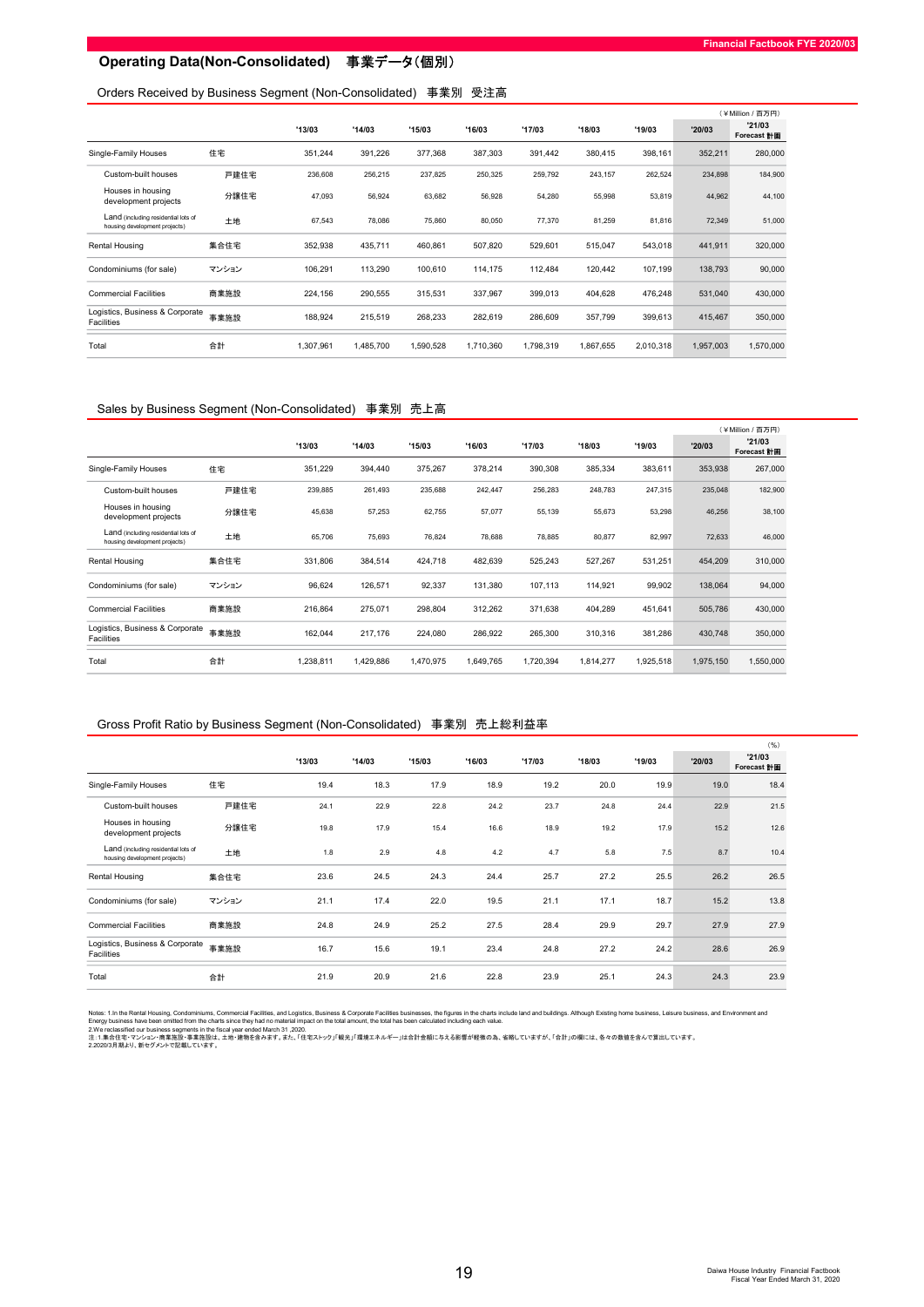# Operating Data(Non-Consolidated)　事業データ(個別)

## Orders Received by Business Segment (Non-Consolidated)　事業別　受注高

(￥Million / 百万円)

| | | '13/03 | '14/03 | '15/03 | '16/03 | '17/03 | '18/03 | '19/03 | '20/03 | '21/03 Forecast 計画 |
|---|---|---|---|---|---|---|---|---|---|---|
| Single-Family Houses | 住宅 | 351,244 | 391,226 | 377,368 | 387,303 | 391,442 | 380,415 | 398,161 | 352,211 | 280,000 |
| Custom-built houses | 戸建住宅 | 236,608 | 256,215 | 237,825 | 250,325 | 259,792 | 243,157 | 262,524 | 234,898 | 184,900 |
| Houses in housing development projects | 分譲住宅 | 47,093 | 56,924 | 63,682 | 56,928 | 54,280 | 55,998 | 53,819 | 44,962 | 44,100 |
| Land (including residential lots of housing development projects) | 土地 | 67,543 | 78,086 | 75,860 | 80,050 | 77,370 | 81,259 | 81,816 | 72,349 | 51,000 |
| Rental Housing | 集合住宅 | 352,938 | 435,711 | 460,861 | 507,820 | 529,601 | 515,047 | 543,018 | 441,911 | 320,000 |
| Condominiums (for sale) | マンション | 106,291 | 113,290 | 100,610 | 114,175 | 112,484 | 120,442 | 107,199 | 138,793 | 90,000 |
| Commercial Facilities | 商業施設 | 224,156 | 290,555 | 315,531 | 337,967 | 399,013 | 404,628 | 476,248 | 531,040 | 430,000 |
| Logistics, Business & Corporate Facilities | 事業施設 | 188,924 | 215,519 | 268,233 | 282,619 | 286,609 | 357,799 | 399,613 | 415,467 | 350,000 |
| Total | 合計 | 1,307,961 | 1,485,700 | 1,590,528 | 1,710,360 | 1,798,319 | 1,867,655 | 2,010,318 | 1,957,003 | 1,570,000 |

## Sales by Business Segment (Non-Consolidated)　事業別　売上高

(￥Million / 百万円)

| | | '13/03 | '14/03 | '15/03 | '16/03 | '17/03 | '18/03 | '19/03 | '20/03 | '21/03 Forecast 計画 |
|---|---|---|---|---|---|---|---|---|---|---|
| Single-Family Houses | 住宅 | 351,229 | 394,440 | 375,267 | 378,214 | 390,308 | 385,334 | 383,611 | 353,938 | 267,000 |
| Custom-built houses | 戸建住宅 | 239,885 | 261,493 | 235,688 | 242,447 | 256,283 | 248,783 | 247,315 | 235,048 | 182,900 |
| Houses in housing development projects | 分譲住宅 | 45,638 | 57,253 | 62,755 | 57,077 | 55,139 | 55,673 | 53,298 | 46,256 | 38,100 |
| Land (including residential lots of housing development projects) | 土地 | 65,706 | 75,693 | 76,824 | 78,688 | 78,885 | 80,877 | 82,997 | 72,633 | 46,000 |
| Rental Housing | 集合住宅 | 331,806 | 384,514 | 424,718 | 482,639 | 525,243 | 527,267 | 531,251 | 454,209 | 310,000 |
| Condominiums (for sale) | マンション | 96,624 | 126,571 | 92,337 | 131,380 | 107,113 | 114,921 | 99,902 | 138,064 | 94,000 |
| Commercial Facilities | 商業施設 | 216,864 | 275,071 | 298,804 | 312,262 | 371,638 | 404,289 | 451,641 | 505,786 | 430,000 |
| Logistics, Business & Corporate Facilities | 事業施設 | 162,044 | 217,176 | 224,080 | 286,922 | 265,300 | 310,316 | 381,286 | 430,748 | 350,000 |
| Total | 合計 | 1,238,811 | 1,429,886 | 1,470,975 | 1,649,765 | 1,720,394 | 1,814,277 | 1,925,518 | 1,975,150 | 1,550,000 |

## Gross Profit Ratio by Business Segment (Non-Consolidated)　事業別　売上総利益率

(%)

| | | '13/03 | '14/03 | '15/03 | '16/03 | '17/03 | '18/03 | '19/03 | '20/03 | '21/03 Forecast 計画 |
|---|---|---|---|---|---|---|---|---|---|---|
| Single-Family Houses | 住宅 | 19.4 | 18.3 | 17.9 | 18.9 | 19.2 | 20.0 | 19.9 | 19.0 | 18.4 |
| Custom-built houses | 戸建住宅 | 24.1 | 22.9 | 22.8 | 24.2 | 23.7 | 24.8 | 24.4 | 22.9 | 21.5 |
| Houses in housing development projects | 分譲住宅 | 19.8 | 17.9 | 15.4 | 16.6 | 18.9 | 19.2 | 17.9 | 15.2 | 12.6 |
| Land (including residential lots of housing development projects) | 土地 | 1.8 | 2.9 | 4.8 | 4.2 | 4.7 | 5.8 | 7.5 | 8.7 | 10.4 |
| Rental Housing | 集合住宅 | 23.6 | 24.5 | 24.3 | 24.4 | 25.7 | 27.2 | 25.5 | 26.2 | 26.5 |
| Condominiums (for sale) | マンション | 21.1 | 17.4 | 22.0 | 19.5 | 21.1 | 17.1 | 18.7 | 15.2 | 13.8 |
| Commercial Facilities | 商業施設 | 24.8 | 24.9 | 25.2 | 27.5 | 28.4 | 29.9 | 29.7 | 27.9 | 27.9 |
| Logistics, Business & Corporate Facilities | 事業施設 | 16.7 | 15.6 | 19.1 | 23.4 | 24.8 | 27.2 | 24.2 | 28.6 | 26.9 |
| Total | 合計 | 21.9 | 20.9 | 21.6 | 22.8 | 23.9 | 25.1 | 24.3 | 24.3 | 23.9 |

Notes: 1.In the Rental Housing, Condominiums, Commercial Facilities, and Logistics, Business & Corporate Facilities businesses, the figures in the charts include land and buildings. Although Existing home business, Leisure business, and Environment and Energy business have been omitted from the charts since they had no material impact on the total amount, the total has been calculated including each value.
2.We reclassified our business segments in the fiscal year ended March 31 ,2020.
注：1.集合住宅・マンション・商業施設・事業施設は、土地・建物を含みます。また、「住宅ストック」「観光」「環境エネルギー」は合計金額に与える影響が軽微の為、省略していますが、「合計」の欄には、各々の数値を含んで算出しています。
2.2020/3月期より、新セグメントで記載しています。